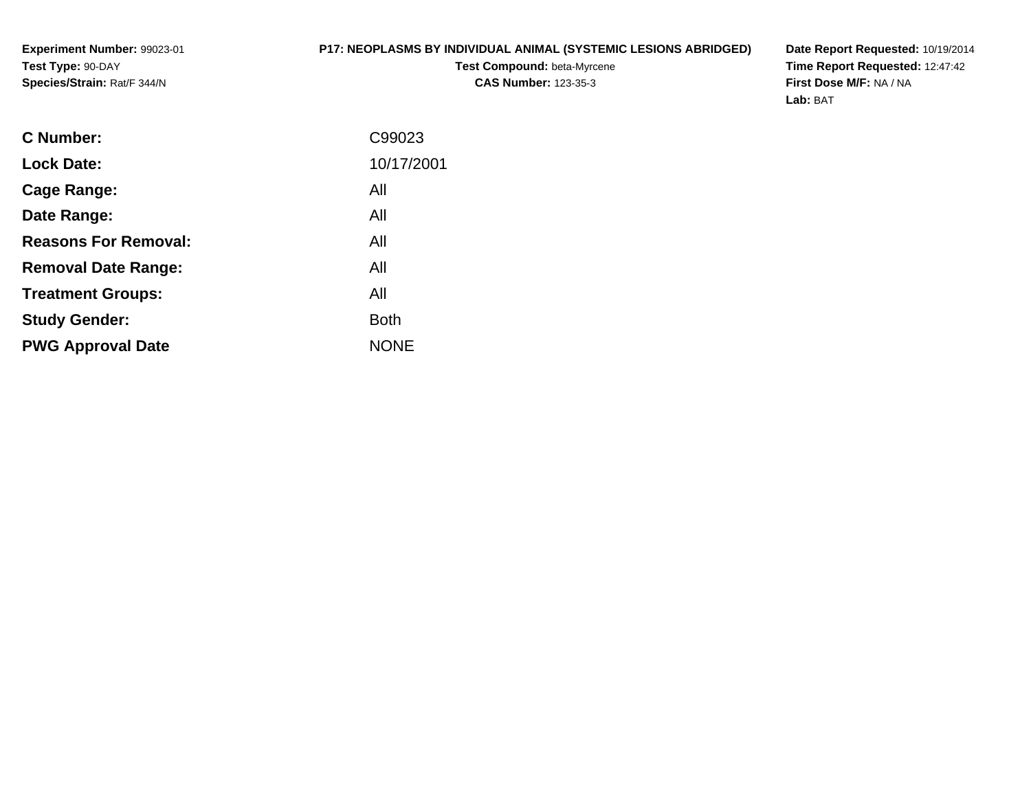**Experiment Number:** 99023-01
**Test Type:** 90-DAY
**Species/Strain:** Rat/F 344/N

**P17: NEOPLASMS BY INDIVIDUAL ANIMAL (SYSTEMIC LESIONS ABRIDGED)**
**Test Compound:** beta-Myrcene
**CAS Number:** 123-35-3

**Date Report Requested:** 10/19/2014
**Time Report Requested:** 12:47:42
**First Dose M/F:** NA / NA
**Lab:** BAT

| | |
|---|---|
| **C Number:** | C99023 |
| **Lock Date:** | 10/17/2001 |
| **Cage Range:** | All |
| **Date Range:** | All |
| **Reasons For Removal:** | All |
| **Removal Date Range:** | All |
| **Treatment Groups:** | All |
| **Study Gender:** | Both |
| **PWG Approval Date** | NONE |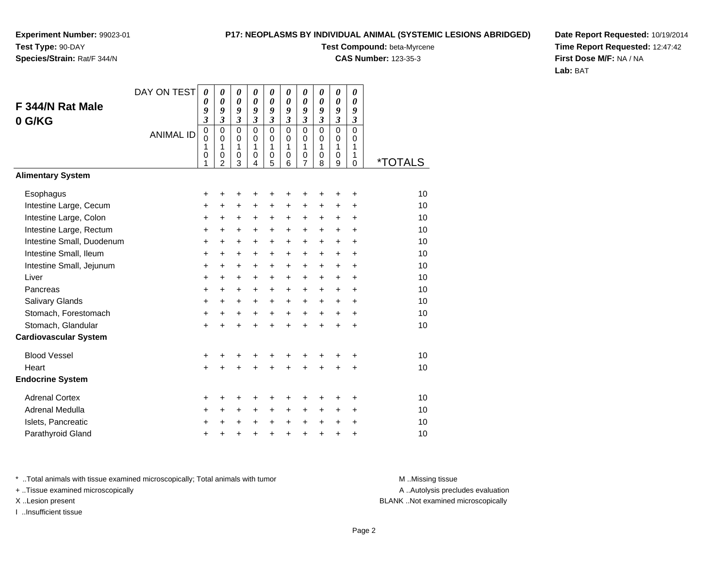**Experiment Number:** 99023-01
**Test Type:** 90-DAY
**Species/Strain:** Rat/F 344/N

**P17: NEOPLASMS BY INDIVIDUAL ANIMAL (SYSTEMIC LESIONS ABRIDGED)**
**Test Compound:** beta-Myrcene
**CAS Number:** 123-35-3

**Date Report Requested:** 10/19/2014
**Time Report Requested:** 12:47:42
**First Dose M/F:** NA / NA
**Lab:** BAT

## F 344/N Rat Male 0 G/KG

| DAY ON TEST | 0093 | 0093 | 0093 | 0093 | 0093 | 0093 | 0093 | 0093 | 0093 | 0093 | |
|---|---|---|---|---|---|---|---|---|---|---|---|
| ANIMAL ID | 00101 | 00102 | 00103 | 00104 | 00105 | 00106 | 00107 | 00108 | 00109 | 00110 | *TOTALS |
| **Alimentary System** | | | | | | | | | | | |
| Esophagus | + | + | + | + | + | + | + | + | + | + | 10 |
| Intestine Large, Cecum | + | + | + | + | + | + | + | + | + | + | 10 |
| Intestine Large, Colon | + | + | + | + | + | + | + | + | + | + | 10 |
| Intestine Large, Rectum | + | + | + | + | + | + | + | + | + | + | 10 |
| Intestine Small, Duodenum | + | + | + | + | + | + | + | + | + | + | 10 |
| Intestine Small, Ileum | + | + | + | + | + | + | + | + | + | + | 10 |
| Intestine Small, Jejunum | + | + | + | + | + | + | + | + | + | + | 10 |
| Liver | + | + | + | + | + | + | + | + | + | + | 10 |
| Pancreas | + | + | + | + | + | + | + | + | + | + | 10 |
| Salivary Glands | + | + | + | + | + | + | + | + | + | + | 10 |
| Stomach, Forestomach | + | + | + | + | + | + | + | + | + | + | 10 |
| Stomach, Glandular | + | + | + | + | + | + | + | + | + | + | 10 |
| **Cardiovascular System** | | | | | | | | | | | |
| Blood Vessel | + | + | + | + | + | + | + | + | + | + | 10 |
| Heart | + | + | + | + | + | + | + | + | + | + | 10 |
| **Endocrine System** | | | | | | | | | | | |
| Adrenal Cortex | + | + | + | + | + | + | + | + | + | + | 10 |
| Adrenal Medulla | + | + | + | + | + | + | + | + | + | + | 10 |
| Islets, Pancreatic | + | + | + | + | + | + | + | + | + | + | 10 |
| Parathyroid Gland | + | + | + | + | + | + | + | + | + | + | 10 |

* ..Total animals with tissue examined microscopically; Total animals with tumor
+ ..Tissue examined microscopically
X ..Lesion present
I ..Insufficient tissue

M ..Missing tissue
A ..Autolysis precludes evaluation
BLANK ..Not examined microscopically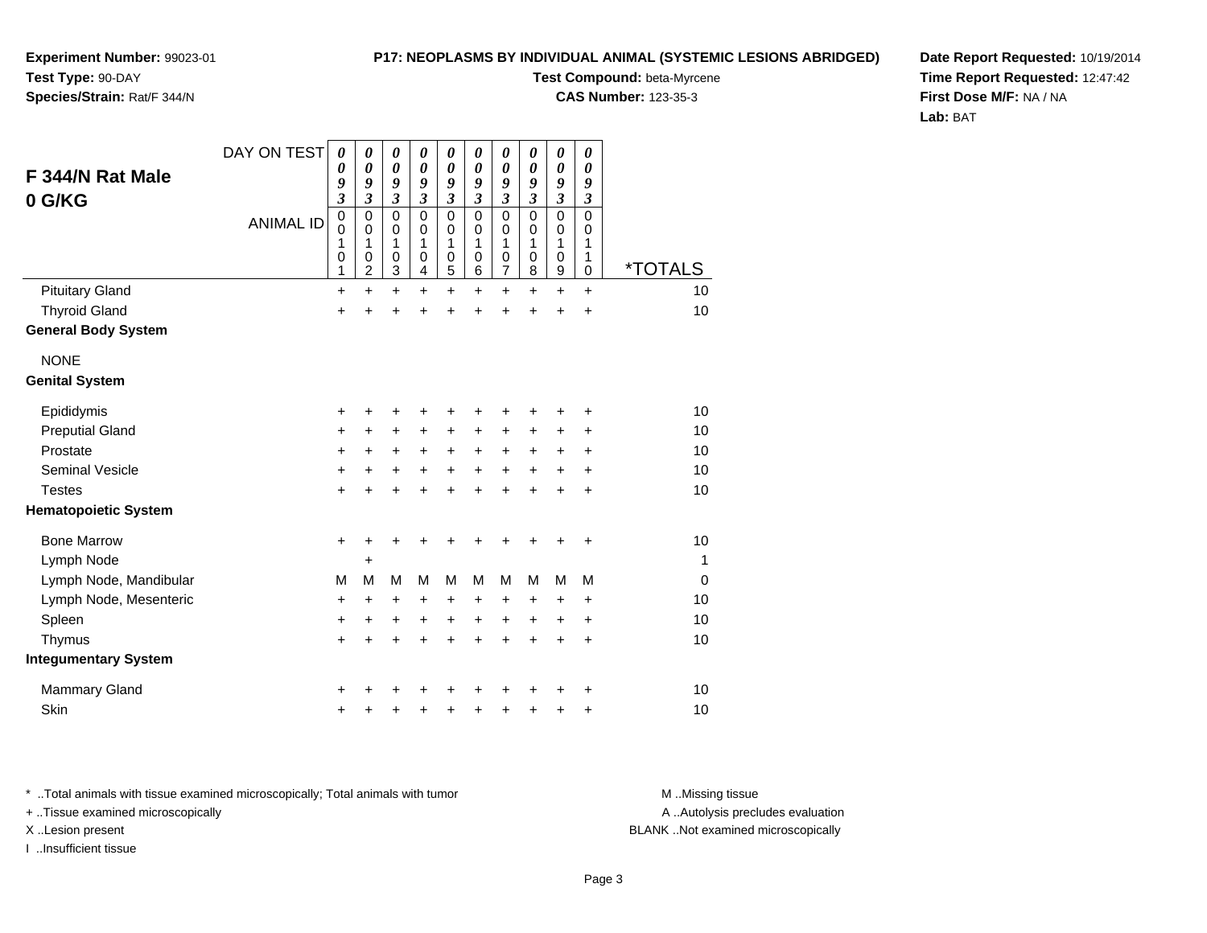**Experiment Number:** 99023-01
**Test Type:** 90-DAY
**Species/Strain:** Rat/F 344/N

**P17: NEOPLASMS BY INDIVIDUAL ANIMAL (SYSTEMIC LESIONS ABRIDGED)**
**Test Compound:** beta-Myrcene
**CAS Number:** 123-35-3

**Date Report Requested:** 10/19/2014
**Time Report Requested:** 12:47:42
**First Dose M/F:** NA / NA
**Lab:** BAT

## F 344/N Rat Male 0 G/KG

| DAY ON TEST | 0093 | 0093 | 0093 | 0093 | 0093 | 0093 | 0093 | 0093 | 0093 | 0093 | |
|---|---|---|---|---|---|---|---|---|---|---|---|
| ANIMAL ID | 00101 | 00102 | 00103 | 00104 | 00105 | 00106 | 00107 | 00108 | 00109 | 00110 | *TOTALS |
| Pituitary Gland | + | + | + | + | + | + | + | + | + | + | 10 |
| Thyroid Gland | + | + | + | + | + | + | + | + | + | + | 10 |
| **General Body System** | | | | | | | | | | | |
| NONE | | | | | | | | | | | |
| **Genital System** | | | | | | | | | | | |
| Epididymis | + | + | + | + | + | + | + | + | + | + | 10 |
| Preputial Gland | + | + | + | + | + | + | + | + | + | + | 10 |
| Prostate | + | + | + | + | + | + | + | + | + | + | 10 |
| Seminal Vesicle | + | + | + | + | + | + | + | + | + | + | 10 |
| Testes | + | + | + | + | + | + | + | + | + | + | 10 |
| **Hematopoietic System** | | | | | | | | | | | |
| Bone Marrow | + | + | + | + | + | + | + | + | + | + | 10 |
| Lymph Node | | + | | | | | | | | | 1 |
| Lymph Node, Mandibular | M | M | M | M | M | M | M | M | M | M | 0 |
| Lymph Node, Mesenteric | + | + | + | + | + | + | + | + | + | + | 10 |
| Spleen | + | + | + | + | + | + | + | + | + | + | 10 |
| Thymus | + | + | + | + | + | + | + | + | + | + | 10 |
| **Integumentary System** | | | | | | | | | | | |
| Mammary Gland | + | + | + | + | + | + | + | + | + | + | 10 |
| Skin | + | + | + | + | + | + | + | + | + | + | 10 |

* ..Total animals with tissue examined microscopically; Total animals with tumor
+ ..Tissue examined microscopically
X ..Lesion present
I ..Insufficient tissue

M ..Missing tissue
A ..Autolysis precludes evaluation
BLANK ..Not examined microscopically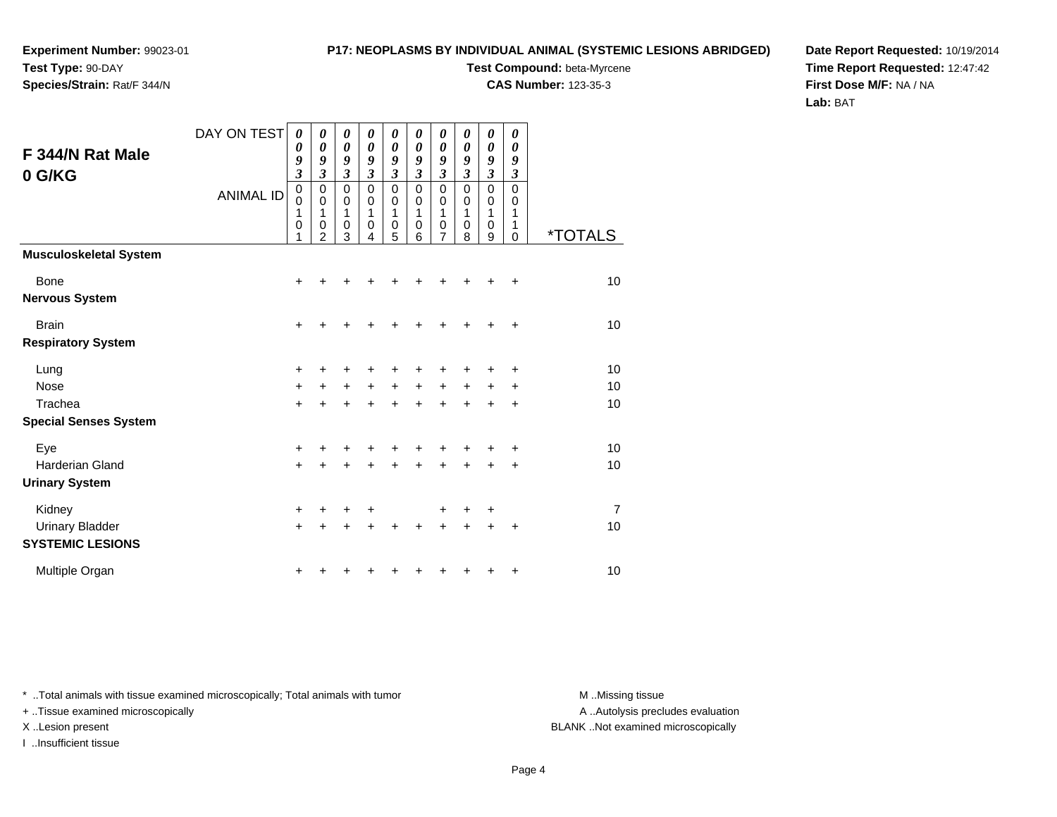**Experiment Number:** 99023-01
**Test Type:** 90-DAY
**Species/Strain:** Rat/F 344/N

**P17: NEOPLASMS BY INDIVIDUAL ANIMAL (SYSTEMIC LESIONS ABRIDGED)**
**Test Compound:** beta-Myrcene
**CAS Number:** 123-35-3

**Date Report Requested:** 10/19/2014
**Time Report Requested:** 12:47:42
**First Dose M/F:** NA / NA
**Lab:** BAT

## F 344/N Rat Male
## 0 G/KG

| DAY ON TEST | 0093 | 0093 | 0093 | 0093 | 0093 | 0093 | 0093 | 0093 | 0093 | 0093 | |
|---|---|---|---|---|---|---|---|---|---|---|---|
| **ANIMAL ID** | 00101 | 00102 | 00103 | 00104 | 00105 | 00106 | 00107 | 00108 | 00109 | 00110 | ***TOTALS** |
| **Musculoskeletal System** | | | | | | | | | | | |
| Bone | + | + | + | + | + | + | + | + | + | + | 10 |
| **Nervous System** | | | | | | | | | | | |
| Brain | + | + | + | + | + | + | + | + | + | + | 10 |
| **Respiratory System** | | | | | | | | | | | |
| Lung | + | + | + | + | + | + | + | + | + | + | 10 |
| Nose | + | + | + | + | + | + | + | + | + | + | 10 |
| Trachea | + | + | + | + | + | + | + | + | + | + | 10 |
| **Special Senses System** | | | | | | | | | | | |
| Eye | + | + | + | + | + | + | + | + | + | + | 10 |
| Harderian Gland | + | + | + | + | + | + | + | + | + | + | 10 |
| **Urinary System** | | | | | | | | | | | |
| Kidney | + | + | + | + | | | + | + | + | | 7 |
| Urinary Bladder | + | + | + | + | + | + | + | + | + | + | 10 |
| **SYSTEMIC LESIONS** | | | | | | | | | | | |
| Multiple Organ | + | + | + | + | + | + | + | + | + | + | 10 |

* ..Total animals with tissue examined microscopically; Total animals with tumor
+ ..Tissue examined microscopically
X ..Lesion present
I ..Insufficient tissue

M ..Missing tissue
A ..Autolysis precludes evaluation
BLANK ..Not examined microscopically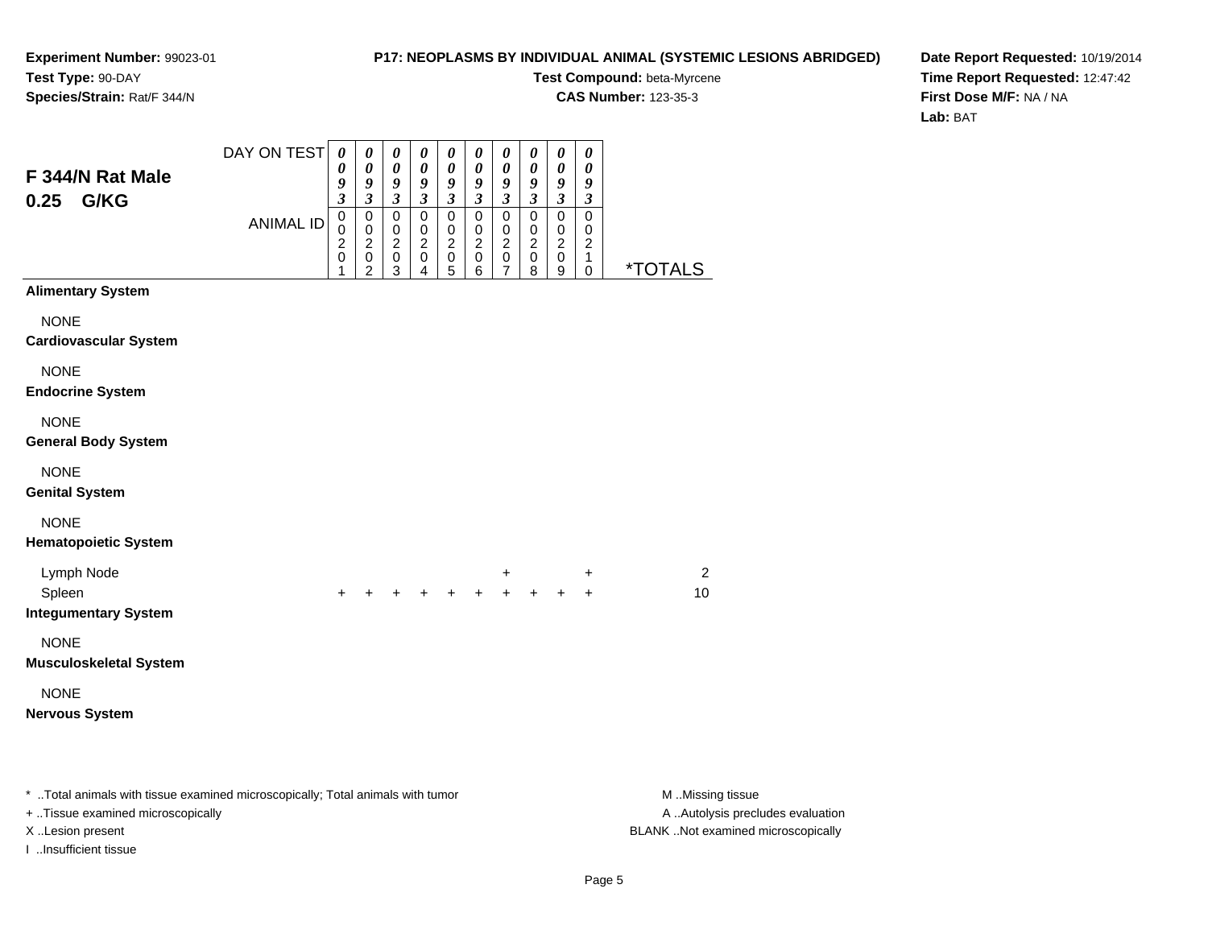**Experiment Number:** 99023-01
**Test Type:** 90-DAY
**Species/Strain:** Rat/F 344/N

**P17: NEOPLASMS BY INDIVIDUAL ANIMAL (SYSTEMIC LESIONS ABRIDGED)**
**Test Compound:** beta-Myrcene
**CAS Number:** 123-35-3

**Date Report Requested:** 10/19/2014
**Time Report Requested:** 12:47:42
**First Dose M/F:** NA / NA
**Lab:** BAT

## F 344/N Rat Male 0.25 G/KG

| DAY ON TEST | 0093 | 0093 | 0093 | 0093 | 0093 | 0093 | 0093 | 0093 | 0093 | 0093 | |
|---|---|---|---|---|---|---|---|---|---|---|---|
| ANIMAL ID | 00201 | 00202 | 00203 | 00204 | 00205 | 00206 | 00207 | 00208 | 00209 | 00210 | *TOTALS |
| **Alimentary System** | | | | | | | | | | | |
| NONE | | | | | | | | | | | |
| **Cardiovascular System** | | | | | | | | | | | |
| NONE | | | | | | | | | | | |
| **Endocrine System** | | | | | | | | | | | |
| NONE | | | | | | | | | | | |
| **General Body System** | | | | | | | | | | | |
| NONE | | | | | | | | | | | |
| **Genital System** | | | | | | | | | | | |
| NONE | | | | | | | | | | | |
| **Hematopoietic System** | | | | | | | | | | | |
| Lymph Node | | | | | | | + | | | + | 2 |
| Spleen | + | + | + | + | + | + | + | + | + | + | 10 |
| **Integumentary System** | | | | | | | | | | | |
| NONE | | | | | | | | | | | |
| **Musculoskeletal System** | | | | | | | | | | | |
| NONE | | | | | | | | | | | |
| **Nervous System** | | | | | | | | | | | |

\* ..Total animals with tissue examined microscopically; Total animals with tumor
+ ..Tissue examined microscopically
X ..Lesion present
I ..Insufficient tissue

M ..Missing tissue
A ..Autolysis precludes evaluation
BLANK ..Not examined microscopically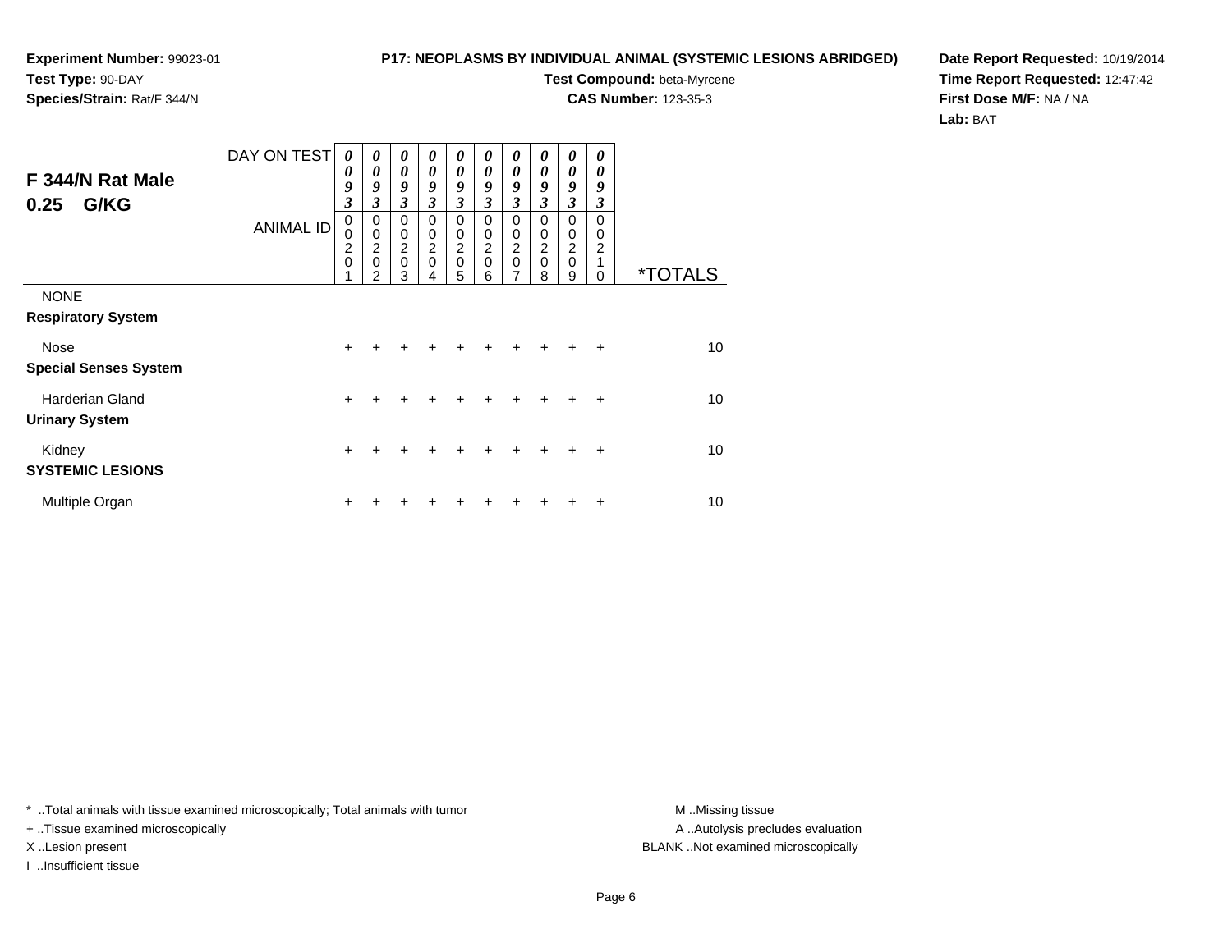**Experiment Number:** 99023-01
**Test Type:** 90-DAY
**Species/Strain:** Rat/F 344/N

**P17: NEOPLASMS BY INDIVIDUAL ANIMAL (SYSTEMIC LESIONS ABRIDGED)**
**Test Compound:** beta-Myrcene
**CAS Number:** 123-35-3

**Date Report Requested:** 10/19/2014
**Time Report Requested:** 12:47:42
**First Dose M/F:** NA / NA
**Lab:** BAT

## F 344/N Rat Male 0.25 G/KG

| DAY ON TEST | 0093 | 0093 | 0093 | 0093 | 0093 | 0093 | 0093 | 0093 | 0093 | 0093 | |
|---|---|---|---|---|---|---|---|---|---|---|---|
| **ANIMAL ID** | 00201 | 00202 | 00203 | 00204 | 00205 | 00206 | 00207 | 00208 | 00209 | 00210 | ***TOTALS** |
| NONE | | | | | | | | | | | |
| **Respiratory System** | | | | | | | | | | | |
| Nose | + | + | + | + | + | + | + | + | + | + | 10 |
| **Special Senses System** | | | | | | | | | | | |
| Harderian Gland | + | + | + | + | + | + | + | + | + | + | 10 |
| **Urinary System** | | | | | | | | | | | |
| Kidney | + | + | + | + | + | + | + | + | + | + | 10 |
| **SYSTEMIC LESIONS** | | | | | | | | | | | |
| Multiple Organ | + | + | + | + | + | + | + | + | + | + | 10 |

* ..Total animals with tissue examined microscopically; Total animals with tumor
+ ..Tissue examined microscopically
X ..Lesion present
I ..Insufficient tissue

M ..Missing tissue
A ..Autolysis precludes evaluation
BLANK ..Not examined microscopically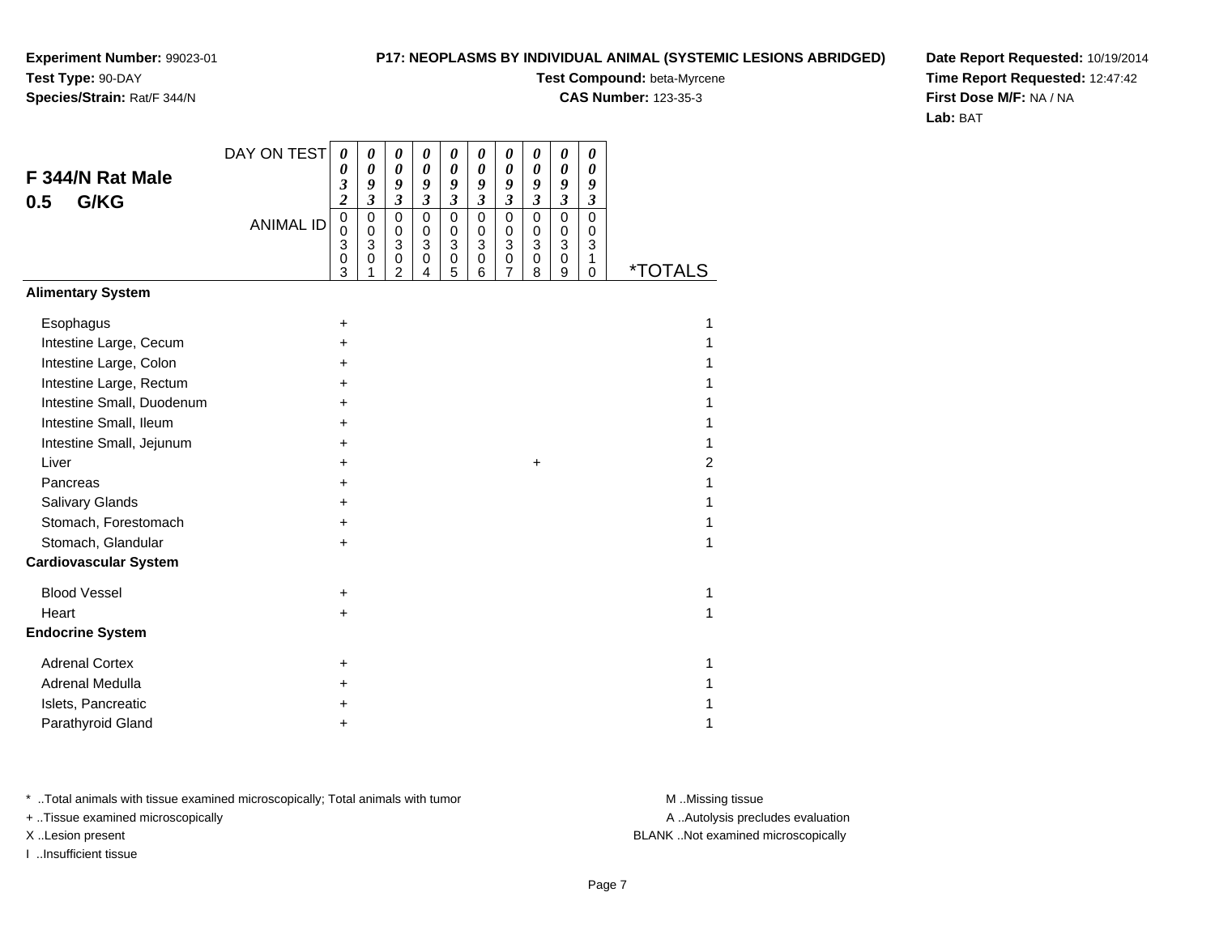**Experiment Number:** 99023-01
**Test Type:** 90-DAY
**Species/Strain:** Rat/F 344/N

**P17: NEOPLASMS BY INDIVIDUAL ANIMAL (SYSTEMIC LESIONS ABRIDGED)**
**Test Compound:** beta-Myrcene
**CAS Number:** 123-35-3

**Date Report Requested:** 10/19/2014
**Time Report Requested:** 12:47:42
**First Dose M/F:** NA / NA
**Lab:** BAT

## F 344/N Rat Male 0.5 G/KG

| DAY ON TEST | 0032 | 0093 | 0093 | 0093 | 0093 | 0093 | 0093 | 0093 | 0093 | 0093 | |
|---|---|---|---|---|---|---|---|---|---|---|---|
| **ANIMAL ID** | 00303 | 00301 | 00302 | 00304 | 00305 | 00306 | 00307 | 00308 | 00309 | 00310 | ***TOTALS** |
| **Alimentary System** | | | | | | | | | | | |
| Esophagus | + | | | | | | | | | | 1 |
| Intestine Large, Cecum | + | | | | | | | | | | 1 |
| Intestine Large, Colon | + | | | | | | | | | | 1 |
| Intestine Large, Rectum | + | | | | | | | | | | 1 |
| Intestine Small, Duodenum | + | | | | | | | | | | 1 |
| Intestine Small, Ileum | + | | | | | | | | | | 1 |
| Intestine Small, Jejunum | + | | | | | | | | | | 1 |
| Liver | + | | | | | | | + | | | 2 |
| Pancreas | + | | | | | | | | | | 1 |
| Salivary Glands | + | | | | | | | | | | 1 |
| Stomach, Forestomach | + | | | | | | | | | | 1 |
| Stomach, Glandular | + | | | | | | | | | | 1 |
| **Cardiovascular System** | | | | | | | | | | | |
| Blood Vessel | + | | | | | | | | | | 1 |
| Heart | + | | | | | | | | | | 1 |
| **Endocrine System** | | | | | | | | | | | |
| Adrenal Cortex | + | | | | | | | | | | 1 |
| Adrenal Medulla | + | | | | | | | | | | 1 |
| Islets, Pancreatic | + | | | | | | | | | | 1 |
| Parathyroid Gland | + | | | | | | | | | | 1 |

* ..Total animals with tissue examined microscopically; Total animals with tumor
+ ..Tissue examined microscopically
X ..Lesion present
I ..Insufficient tissue

M ..Missing tissue
A ..Autolysis precludes evaluation
BLANK ..Not examined microscopically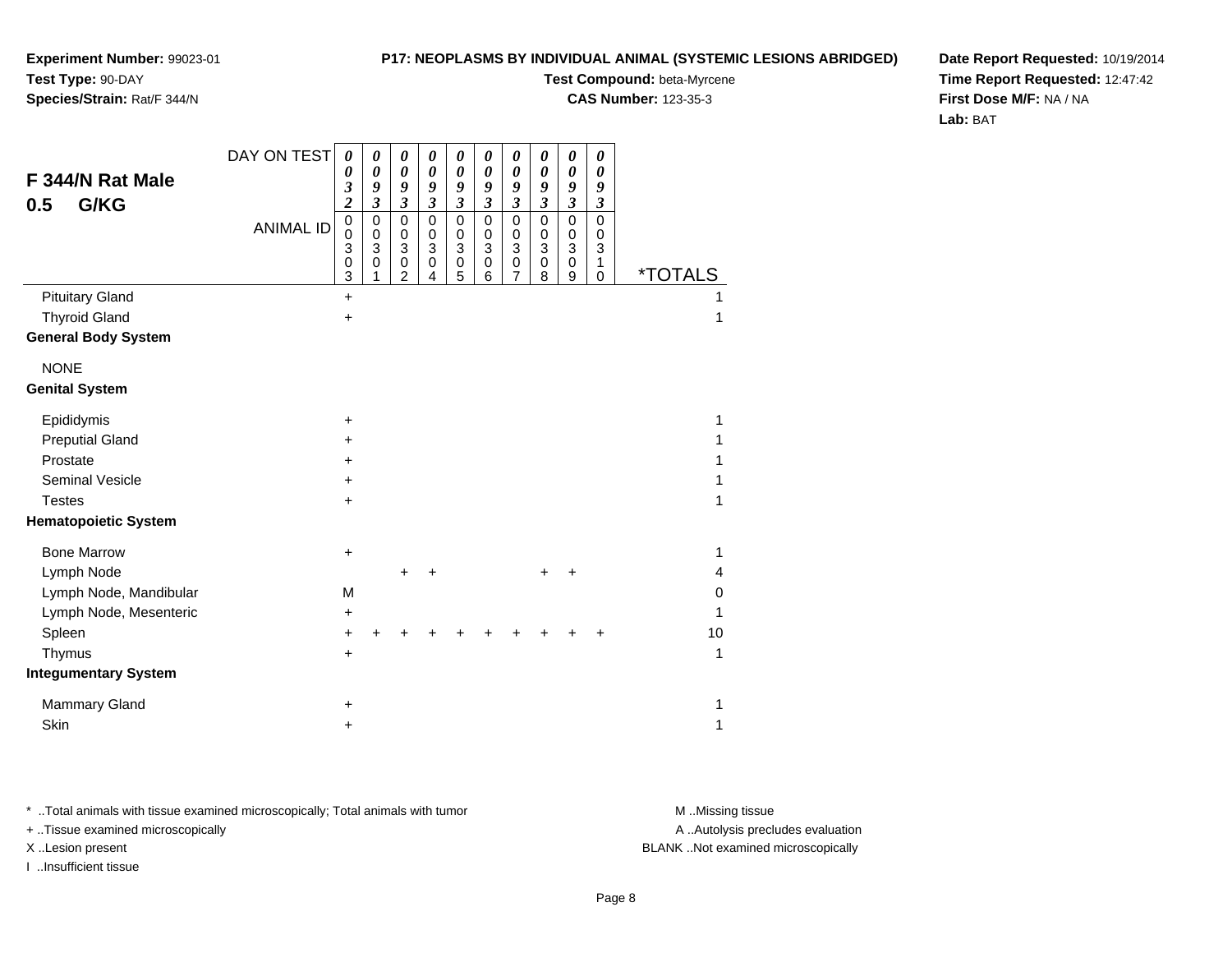**Experiment Number:** 99023-01
**Test Type:** 90-DAY
**Species/Strain:** Rat/F 344/N

**P17: NEOPLASMS BY INDIVIDUAL ANIMAL (SYSTEMIC LESIONS ABRIDGED)**
**Test Compound:** beta-Myrcene
**CAS Number:** 123-35-3

**Date Report Requested:** 10/19/2014
**Time Report Requested:** 12:47:42
**First Dose M/F:** NA / NA
**Lab:** BAT

## F 344/N Rat Male
## 0.5 G/KG

| DAY ON TEST | 0032 | 0093 | 0093 | 0093 | 0093 | 0093 | 0093 | 0093 | 0093 | 0093 | |
|---|---|---|---|---|---|---|---|---|---|---|---|
| ANIMAL ID | 00303 | 00301 | 00302 | 00304 | 00305 | 00306 | 00307 | 00308 | 00309 | 00310 | *TOTALS |
| Pituitary Gland | + | | | | | | | | | | 1 |
| Thyroid Gland | + | | | | | | | | | | 1 |
| **General Body System** | | | | | | | | | | | |
| NONE | | | | | | | | | | | |
| **Genital System** | | | | | | | | | | | |
| Epididymis | + | | | | | | | | | | 1 |
| Preputial Gland | + | | | | | | | | | | 1 |
| Prostate | + | | | | | | | | | | 1 |
| Seminal Vesicle | + | | | | | | | | | | 1 |
| Testes | + | | | | | | | | | | 1 |
| **Hematopoietic System** | | | | | | | | | | | |
| Bone Marrow | + | | | | | | | | | | 1 |
| Lymph Node | | | + | + | | | | + | + | | 4 |
| Lymph Node, Mandibular | M | | | | | | | | | | 0 |
| Lymph Node, Mesenteric | + | | | | | | | | | | 1 |
| Spleen | + | + | + | + | + | + | + | + | + | + | 10 |
| Thymus | + | | | | | | | | | | 1 |
| **Integumentary System** | | | | | | | | | | | |
| Mammary Gland | + | | | | | | | | | | 1 |
| Skin | + | | | | | | | | | | 1 |

* ..Total animals with tissue examined microscopically; Total animals with tumor
+ ..Tissue examined microscopically
X ..Lesion present
I ..Insufficient tissue

M ..Missing tissue
A ..Autolysis precludes evaluation
BLANK ..Not examined microscopically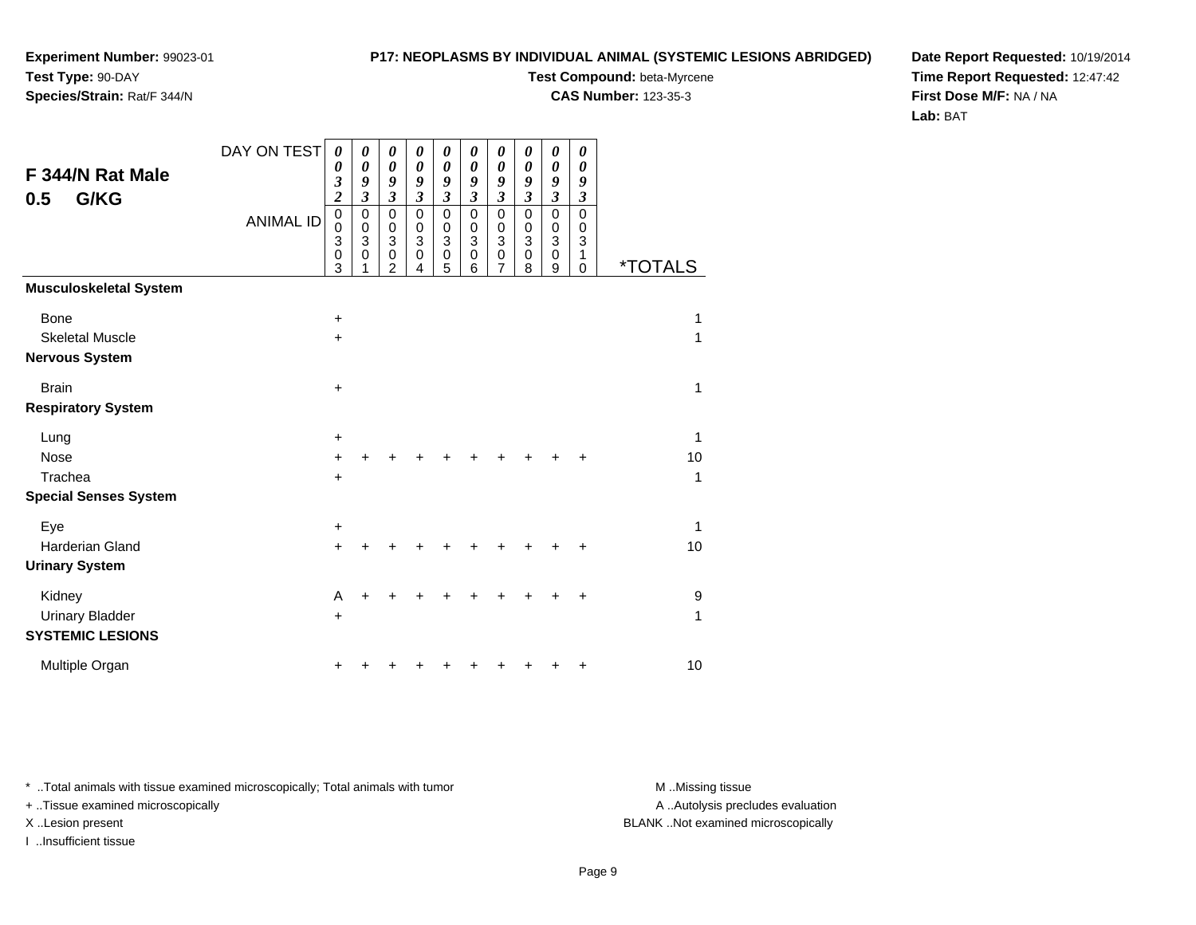**Experiment Number:** 99023-01
**Test Type:** 90-DAY
**Species/Strain:** Rat/F 344/N

**P17: NEOPLASMS BY INDIVIDUAL ANIMAL (SYSTEMIC LESIONS ABRIDGED)**
**Test Compound:** beta-Myrcene
**CAS Number:** 123-35-3

**Date Report Requested:** 10/19/2014
**Time Report Requested:** 12:47:42
**First Dose M/F:** NA / NA
**Lab:** BAT

## F 344/N Rat Male
## 0.5 G/KG

| DAY ON TEST | 0032 | 0093 | 0093 | 0093 | 0093 | 0093 | 0093 | 0093 | 0093 | 0093 | |
|---|---|---|---|---|---|---|---|---|---|---|---|
| ANIMAL ID | 00303 | 00301 | 00302 | 00304 | 00305 | 00306 | 00307 | 00308 | 00309 | 00310 | *TOTALS |
| **Musculoskeletal System** | | | | | | | | | | | |
| Bone | + | | | | | | | | | | 1 |
| Skeletal Muscle | + | | | | | | | | | | 1 |
| **Nervous System** | | | | | | | | | | | |
| Brain | + | | | | | | | | | | 1 |
| **Respiratory System** | | | | | | | | | | | |
| Lung | + | | | | | | | | | | 1 |
| Nose | + | + | + | + | + | + | + | + | + | + | 10 |
| Trachea | + | | | | | | | | | | 1 |
| **Special Senses System** | | | | | | | | | | | |
| Eye | + | | | | | | | | | | 1 |
| Harderian Gland | + | + | + | + | + | + | + | + | + | + | 10 |
| **Urinary System** | | | | | | | | | | | |
| Kidney | A | + | + | + | + | + | + | + | + | + | 9 |
| Urinary Bladder | + | | | | | | | | | | 1 |
| **SYSTEMIC LESIONS** | | | | | | | | | | | |
| Multiple Organ | + | + | + | + | + | + | + | + | + | + | 10 |

* ..Total animals with tissue examined microscopically; Total animals with tumor
+ ..Tissue examined microscopically
X ..Lesion present
I ..Insufficient tissue

M ..Missing tissue
A ..Autolysis precludes evaluation
BLANK ..Not examined microscopically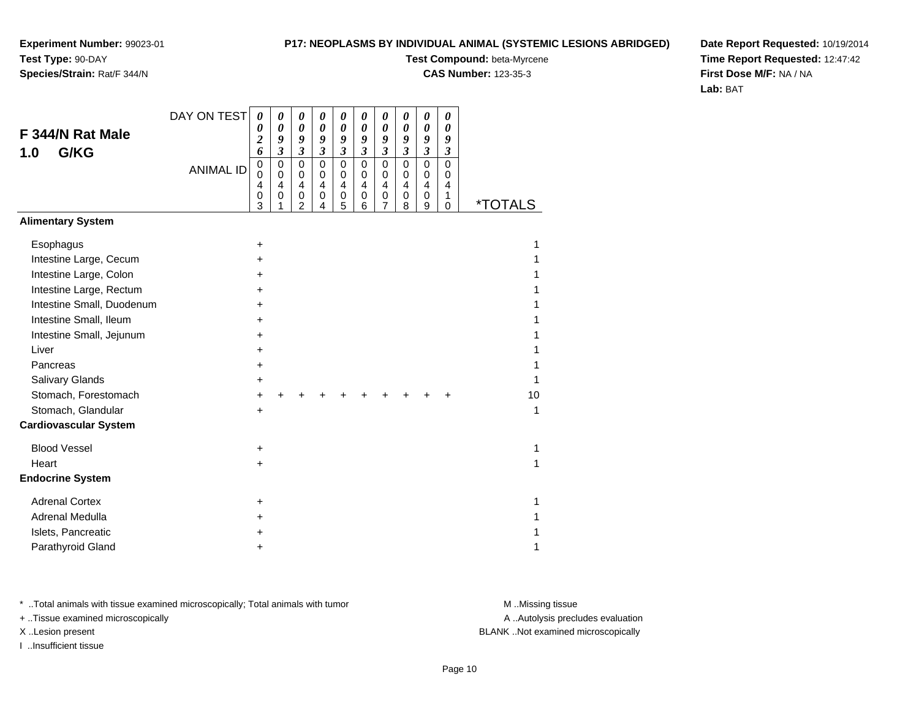**Experiment Number:** 99023-01
**Test Type:** 90-DAY
**Species/Strain:** Rat/F 344/N

**P17: NEOPLASMS BY INDIVIDUAL ANIMAL (SYSTEMIC LESIONS ABRIDGED)**
**Test Compound:** beta-Myrcene
**CAS Number:** 123-35-3

**Date Report Requested:** 10/19/2014
**Time Report Requested:** 12:47:42
**First Dose M/F:** NA / NA
**Lab:** BAT

## F 344/N Rat Male 1.0 G/KG

| DAY ON TEST | 0026 | 0093 | 0093 | 0093 | 0093 | 0093 | 0093 | 0093 | 0093 | 0093 | |
|---|---|---|---|---|---|---|---|---|---|---|---|
| ANIMAL ID | 00403 | 00401 | 00402 | 00404 | 00405 | 00406 | 00407 | 00408 | 00409 | 00410 | *TOTALS |
| **Alimentary System** | | | | | | | | | | | |
| Esophagus | + | | | | | | | | | | 1 |
| Intestine Large, Cecum | + | | | | | | | | | | 1 |
| Intestine Large, Colon | + | | | | | | | | | | 1 |
| Intestine Large, Rectum | + | | | | | | | | | | 1 |
| Intestine Small, Duodenum | + | | | | | | | | | | 1 |
| Intestine Small, Ileum | + | | | | | | | | | | 1 |
| Intestine Small, Jejunum | + | | | | | | | | | | 1 |
| Liver | + | | | | | | | | | | 1 |
| Pancreas | + | | | | | | | | | | 1 |
| Salivary Glands | + | | | | | | | | | | 1 |
| Stomach, Forestomach | + | + | + | + | + | + | + | + | + | + | 10 |
| Stomach, Glandular | + | | | | | | | | | | 1 |
| **Cardiovascular System** | | | | | | | | | | | |
| Blood Vessel | + | | | | | | | | | | 1 |
| Heart | + | | | | | | | | | | 1 |
| **Endocrine System** | | | | | | | | | | | |
| Adrenal Cortex | + | | | | | | | | | | 1 |
| Adrenal Medulla | + | | | | | | | | | | 1 |
| Islets, Pancreatic | + | | | | | | | | | | 1 |
| Parathyroid Gland | + | | | | | | | | | | 1 |

* ..Total animals with tissue examined microscopically; Total animals with tumor
+ ..Tissue examined microscopically
X ..Lesion present
I ..Insufficient tissue

M ..Missing tissue
A ..Autolysis precludes evaluation
BLANK ..Not examined microscopically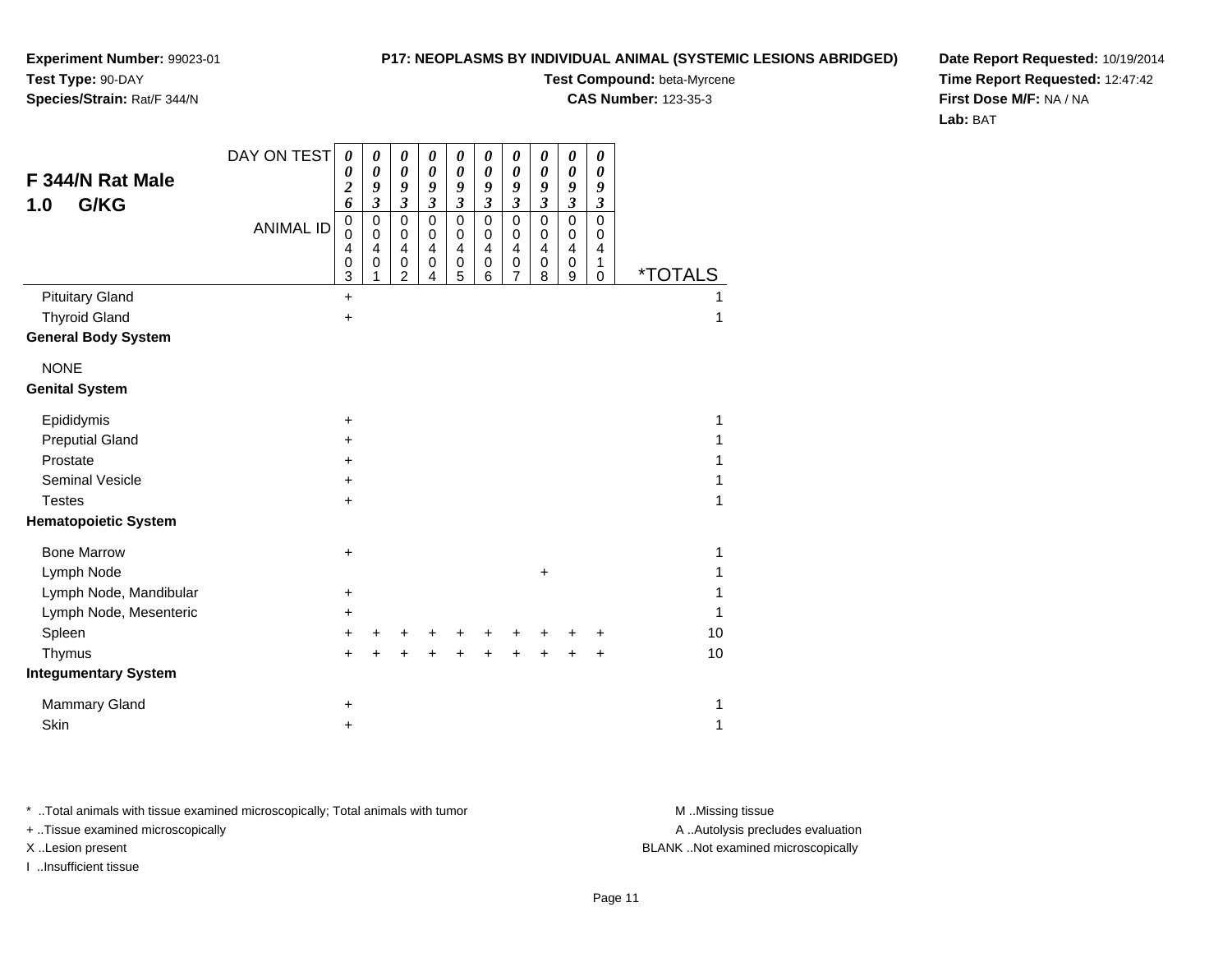**Experiment Number:** 99023-01
**Test Type:** 90-DAY
**Species/Strain:** Rat/F 344/N

**P17: NEOPLASMS BY INDIVIDUAL ANIMAL (SYSTEMIC LESIONS ABRIDGED)**
**Test Compound:** beta-Myrcene
**CAS Number:** 123-35-3

**Date Report Requested:** 10/19/2014
**Time Report Requested:** 12:47:42
**First Dose M/F:** NA / NA
**Lab:** BAT

## F 344/N Rat Male 1.0 G/KG

| DAY ON TEST | 0026 | 0093 | 0093 | 0093 | 0093 | 0093 | 0093 | 0093 | 0093 | 0093 | |
|---|---|---|---|---|---|---|---|---|---|---|---|
| ANIMAL ID | 00403 | 00401 | 00402 | 00404 | 00405 | 00406 | 00407 | 00408 | 00409 | 00410 | *TOTALS |
| Pituitary Gland | + | | | | | | | | | | 1 |
| Thyroid Gland | + | | | | | | | | | | 1 |
| **General Body System** | | | | | | | | | | | |
| NONE | | | | | | | | | | | |
| **Genital System** | | | | | | | | | | | |
| Epididymis | + | | | | | | | | | | 1 |
| Preputial Gland | + | | | | | | | | | | 1 |
| Prostate | + | | | | | | | | | | 1 |
| Seminal Vesicle | + | | | | | | | | | | 1 |
| Testes | + | | | | | | | | | | 1 |
| **Hematopoietic System** | | | | | | | | | | | |
| Bone Marrow | + | | | | | | | | | | 1 |
| Lymph Node | | | | | | | | + | | | 1 |
| Lymph Node, Mandibular | + | | | | | | | | | | 1 |
| Lymph Node, Mesenteric | + | | | | | | | | | | 1 |
| Spleen | + | + | + | + | + | + | + | + | + | + | 10 |
| Thymus | + | + | + | + | + | + | + | + | + | + | 10 |
| **Integumentary System** | | | | | | | | | | | |
| Mammary Gland | + | | | | | | | | | | 1 |
| Skin | + | | | | | | | | | | 1 |

\* ..Total animals with tissue examined microscopically; Total animals with tumor
+ ..Tissue examined microscopically
X ..Lesion present
I ..Insufficient tissue

M ..Missing tissue
A ..Autolysis precludes evaluation
BLANK ..Not examined microscopically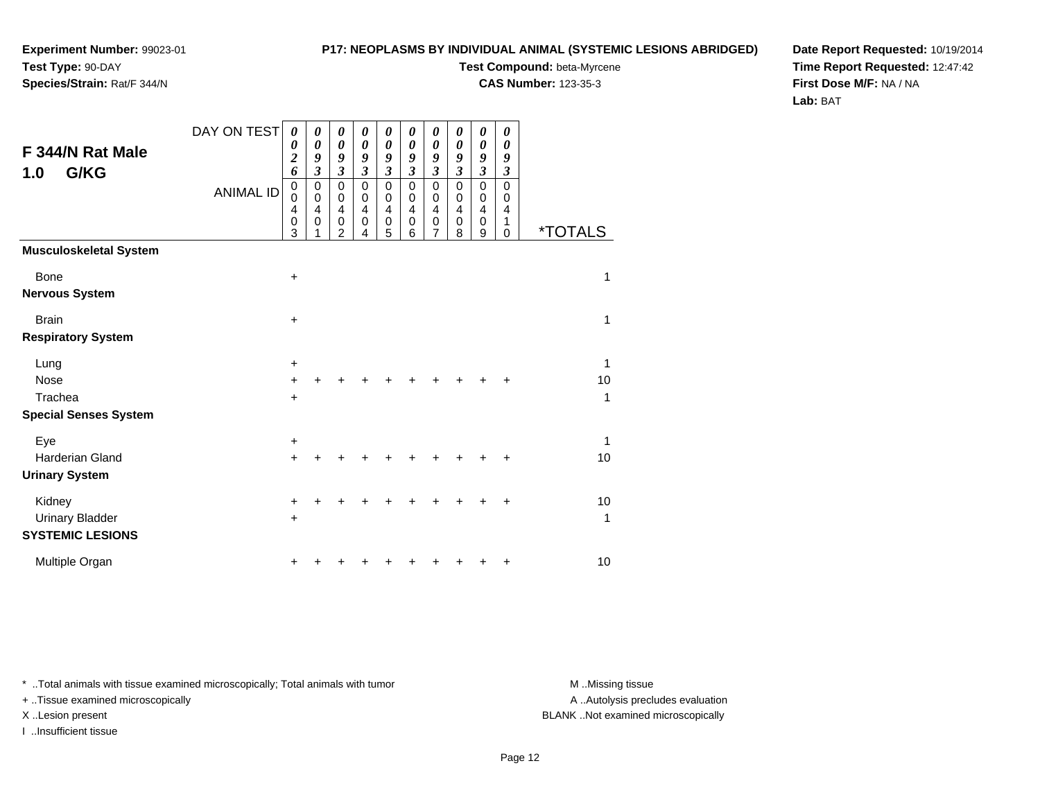**Experiment Number:** 99023-01
**Test Type:** 90-DAY
**Species/Strain:** Rat/F 344/N

**P17: NEOPLASMS BY INDIVIDUAL ANIMAL (SYSTEMIC LESIONS ABRIDGED)**
**Test Compound:** beta-Myrcene
**CAS Number:** 123-35-3

**Date Report Requested:** 10/19/2014
**Time Report Requested:** 12:47:42
**First Dose M/F:** NA / NA
**Lab:** BAT

## F 344/N Rat Male 1.0 G/KG

| DAY ON TEST | 0026 | 0093 | 0093 | 0093 | 0093 | 0093 | 0093 | 0093 | 0093 | 0093 | |
|---|---|---|---|---|---|---|---|---|---|---|---|
| ANIMAL ID | 00403 | 00401 | 00402 | 00404 | 00405 | 00406 | 00407 | 00408 | 00409 | 00410 | *TOTALS |
| **Musculoskeletal System** | | | | | | | | | | | |
| Bone | + | | | | | | | | | | 1 |
| **Nervous System** | | | | | | | | | | | |
| Brain | + | | | | | | | | | | 1 |
| **Respiratory System** | | | | | | | | | | | |
| Lung | + | | | | | | | | | | 1 |
| Nose | + | + | + | + | + | + | + | + | + | + | 10 |
| Trachea | + | | | | | | | | | | 1 |
| **Special Senses System** | | | | | | | | | | | |
| Eye | + | | | | | | | | | | 1 |
| Harderian Gland | + | + | + | + | + | + | + | + | + | + | 10 |
| **Urinary System** | | | | | | | | | | | |
| Kidney | + | + | + | + | + | + | + | + | + | + | 10 |
| Urinary Bladder | + | | | | | | | | | | 1 |
| **SYSTEMIC LESIONS** | | | | | | | | | | | |
| Multiple Organ | + | + | + | + | + | + | + | + | + | + | 10 |

* ..Total animals with tissue examined microscopically; Total animals with tumor
+ ..Tissue examined microscopically
X ..Lesion present
I ..Insufficient tissue

M ..Missing tissue
A ..Autolysis precludes evaluation
BLANK ..Not examined microscopically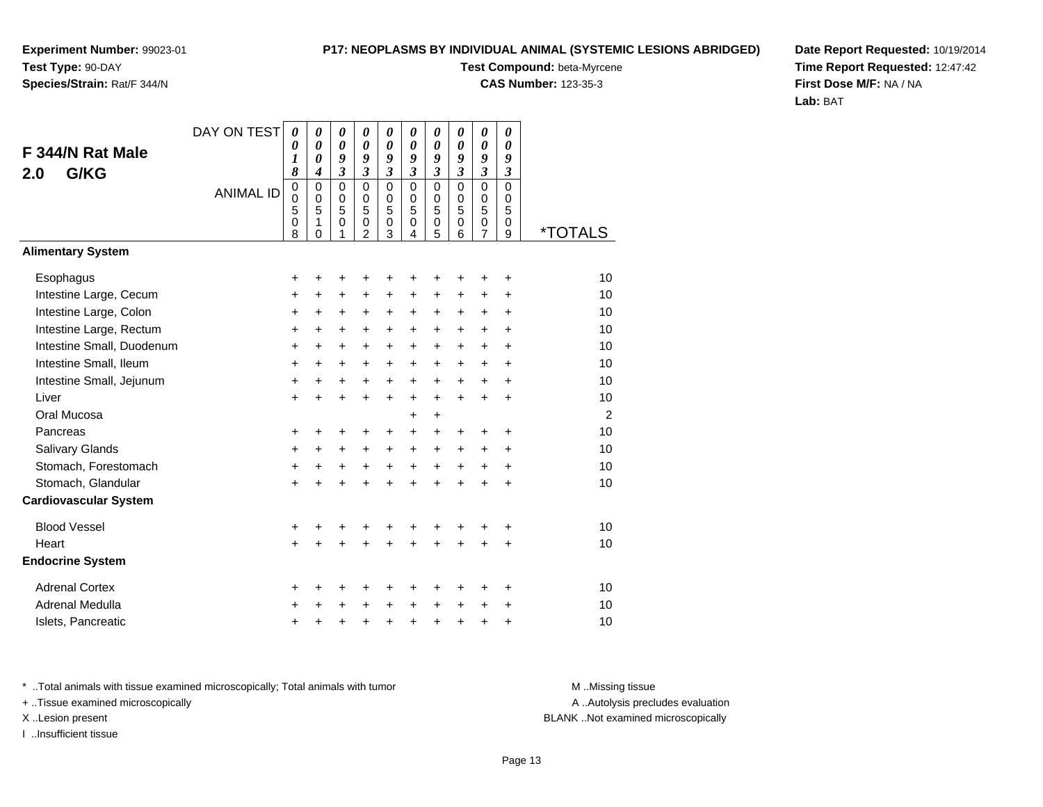**Experiment Number:** 99023-01
**Test Type:** 90-DAY
**Species/Strain:** Rat/F 344/N

**P17: NEOPLASMS BY INDIVIDUAL ANIMAL (SYSTEMIC LESIONS ABRIDGED)**
**Test Compound:** beta-Myrcene
**CAS Number:** 123-35-3

**Date Report Requested:** 10/19/2014
**Time Report Requested:** 12:47:42
**First Dose M/F:** NA / NA
**Lab:** BAT

## F 344/N Rat Male 2.0 G/KG

| DAY ON TEST | 0018 | 0004 | 0093 | 0093 | 0093 | 0093 | 0093 | 0093 | 0093 | 0093 | |
|---|---|---|---|---|---|---|---|---|---|---|---|
| ANIMAL ID | 00508 | 00510 | 00501 | 00502 | 00503 | 00504 | 00505 | 00506 | 00507 | 00509 | *TOTALS |
| **Alimentary System** | | | | | | | | | | | |
| Esophagus | + | + | + | + | + | + | + | + | + | + | 10 |
| Intestine Large, Cecum | + | + | + | + | + | + | + | + | + | + | 10 |
| Intestine Large, Colon | + | + | + | + | + | + | + | + | + | + | 10 |
| Intestine Large, Rectum | + | + | + | + | + | + | + | + | + | + | 10 |
| Intestine Small, Duodenum | + | + | + | + | + | + | + | + | + | + | 10 |
| Intestine Small, Ileum | + | + | + | + | + | + | + | + | + | + | 10 |
| Intestine Small, Jejunum | + | + | + | + | + | + | + | + | + | + | 10 |
| Liver | + | + | + | + | + | + | + | + | + | + | 10 |
| Oral Mucosa | | | | | | + | + | | | | 2 |
| Pancreas | + | + | + | + | + | + | + | + | + | + | 10 |
| Salivary Glands | + | + | + | + | + | + | + | + | + | + | 10 |
| Stomach, Forestomach | + | + | + | + | + | + | + | + | + | + | 10 |
| Stomach, Glandular | + | + | + | + | + | + | + | + | + | + | 10 |
| **Cardiovascular System** | | | | | | | | | | | |
| Blood Vessel | + | + | + | + | + | + | + | + | + | + | 10 |
| Heart | + | + | + | + | + | + | + | + | + | + | 10 |
| **Endocrine System** | | | | | | | | | | | |
| Adrenal Cortex | + | + | + | + | + | + | + | + | + | + | 10 |
| Adrenal Medulla | + | + | + | + | + | + | + | + | + | + | 10 |
| Islets, Pancreatic | + | + | + | + | + | + | + | + | + | + | 10 |

* ..Total animals with tissue examined microscopically; Total animals with tumor
+ ..Tissue examined microscopically
X ..Lesion present
I ..Insufficient tissue

M ..Missing tissue
A ..Autolysis precludes evaluation
BLANK ..Not examined microscopically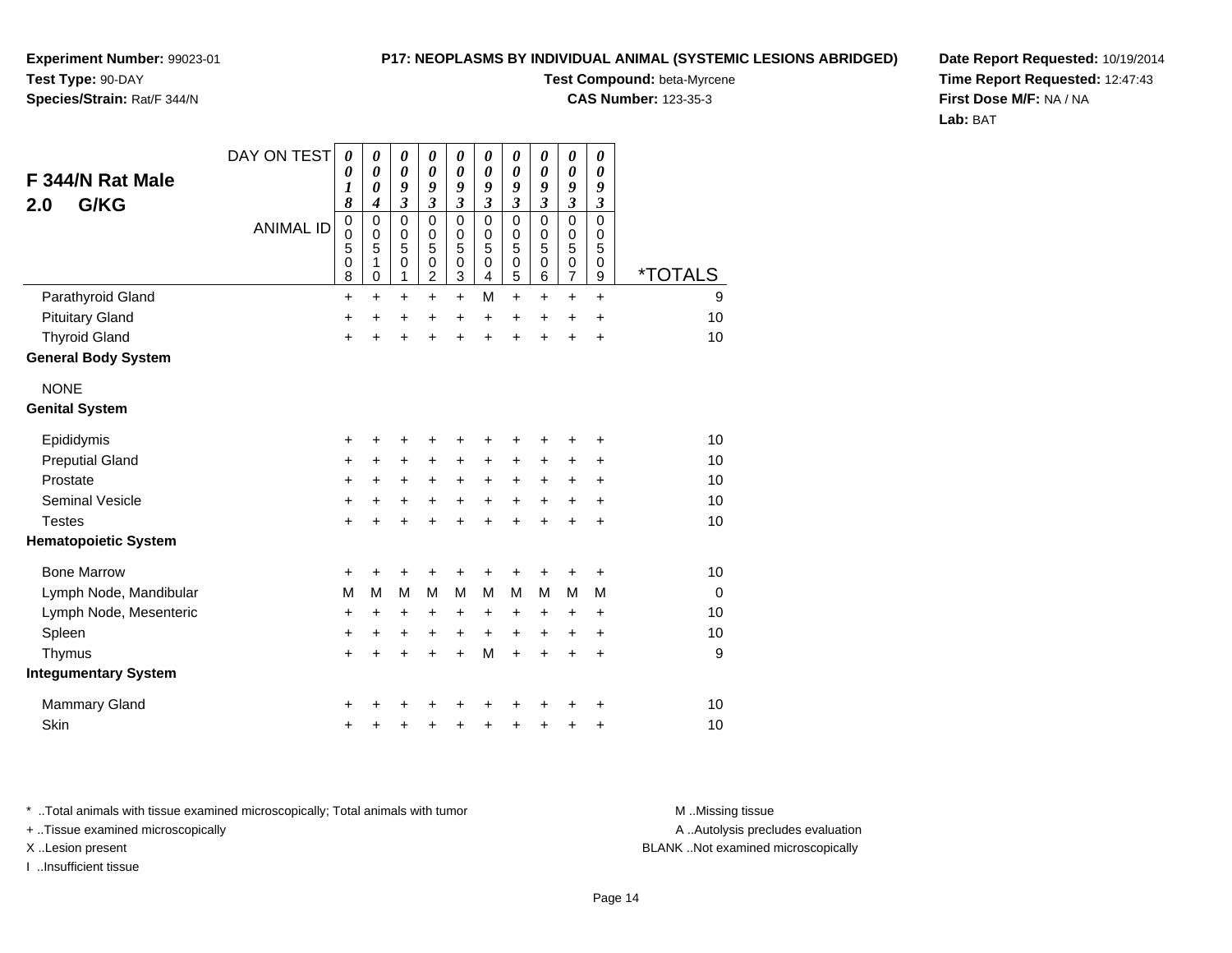**Experiment Number:** 99023-01
**Test Type:** 90-DAY
**Species/Strain:** Rat/F 344/N

**P17: NEOPLASMS BY INDIVIDUAL ANIMAL (SYSTEMIC LESIONS ABRIDGED)**
**Test Compound:** beta-Myrcene
**CAS Number:** 123-35-3

**Date Report Requested:** 10/19/2014
**Time Report Requested:** 12:47:43
**First Dose M/F:** NA / NA
**Lab:** BAT

## F 344/N Rat Male
## 2.0 G/KG

| DAY ON TEST | 0018 | 0004 | 0093 | 0093 | 0093 | 0093 | 0093 | 0093 | 0093 | 0093 | |
|---|---|---|---|---|---|---|---|---|---|---|---|
| ANIMAL ID | 00508 | 00510 | 00501 | 00502 | 00503 | 00504 | 00505 | 00506 | 00507 | 00509 | *TOTALS |
| Parathyroid Gland | + | + | + | + | + | M | + | + | + | + | 9 |
| Pituitary Gland | + | + | + | + | + | + | + | + | + | + | 10 |
| Thyroid Gland | + | + | + | + | + | + | + | + | + | + | 10 |
| **General Body System** | | | | | | | | | | | |
| NONE | | | | | | | | | | | |
| **Genital System** | | | | | | | | | | | |
| Epididymis | + | + | + | + | + | + | + | + | + | + | 10 |
| Preputial Gland | + | + | + | + | + | + | + | + | + | + | 10 |
| Prostate | + | + | + | + | + | + | + | + | + | + | 10 |
| Seminal Vesicle | + | + | + | + | + | + | + | + | + | + | 10 |
| Testes | + | + | + | + | + | + | + | + | + | + | 10 |
| **Hematopoietic System** | | | | | | | | | | | |
| Bone Marrow | + | + | + | + | + | + | + | + | + | + | 10 |
| Lymph Node, Mandibular | M | M | M | M | M | M | M | M | M | M | 0 |
| Lymph Node, Mesenteric | + | + | + | + | + | + | + | + | + | + | 10 |
| Spleen | + | + | + | + | + | + | + | + | + | + | 10 |
| Thymus | + | + | + | + | + | M | + | + | + | + | 9 |
| **Integumentary System** | | | | | | | | | | | |
| Mammary Gland | + | + | + | + | + | + | + | + | + | + | 10 |
| Skin | + | + | + | + | + | + | + | + | + | + | 10 |

\* ..Total animals with tissue examined microscopically; Total animals with tumor
+ ..Tissue examined microscopically
X ..Lesion present
I ..Insufficient tissue

M ..Missing tissue
A ..Autolysis precludes evaluation
BLANK ..Not examined microscopically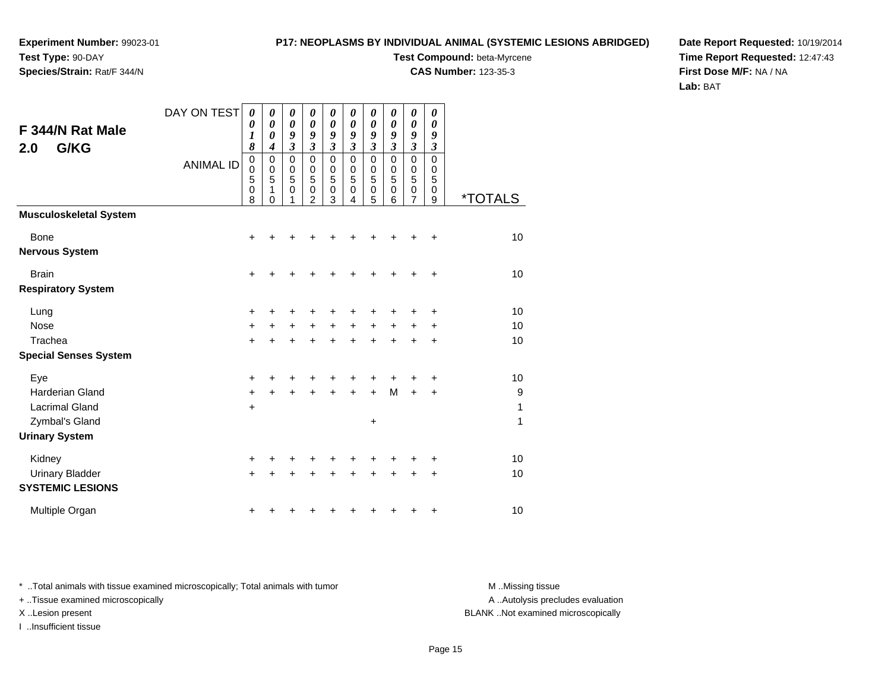**Experiment Number:** 99023-01
**Test Type:** 90-DAY
**Species/Strain:** Rat/F 344/N

**P17: NEOPLASMS BY INDIVIDUAL ANIMAL (SYSTEMIC LESIONS ABRIDGED)**
**Test Compound:** beta-Myrcene
**CAS Number:** 123-35-3

**Date Report Requested:** 10/19/2014
**Time Report Requested:** 12:47:43
**First Dose M/F:** NA / NA
**Lab:** BAT

## F 344/N Rat Male
## 2.0 G/KG

| DAY ON TEST | 0018 | 0004 | 0093 | 0093 | 0093 | 0093 | 0093 | 0093 | 0093 | 0093 | |
|---|---|---|---|---|---|---|---|---|---|---|---|
| **ANIMAL ID** | 00508 | 00510 | 00501 | 00502 | 00503 | 00504 | 00505 | 00506 | 00507 | 00509 | ***TOTALS** |
| **Musculoskeletal System** | | | | | | | | | | | |
| Bone | + | + | + | + | + | + | + | + | + | + | 10 |
| **Nervous System** | | | | | | | | | | | |
| Brain | + | + | + | + | + | + | + | + | + | + | 10 |
| **Respiratory System** | | | | | | | | | | | |
| Lung | + | + | + | + | + | + | + | + | + | + | 10 |
| Nose | + | + | + | + | + | + | + | + | + | + | 10 |
| Trachea | + | + | + | + | + | + | + | + | + | + | 10 |
| **Special Senses System** | | | | | | | | | | | |
| Eye | + | + | + | + | + | + | + | + | + | + | 10 |
| Harderian Gland | + | + | + | + | + | + | + | M | + | + | 9 |
| Lacrimal Gland | + | | | | | | | | | | 1 |
| Zymbal's Gland | | | | | | | + | | | | 1 |
| **Urinary System** | | | | | | | | | | | |
| Kidney | + | + | + | + | + | + | + | + | + | + | 10 |
| Urinary Bladder | + | + | + | + | + | + | + | + | + | + | 10 |
| **SYSTEMIC LESIONS** | | | | | | | | | | | |
| Multiple Organ | + | + | + | + | + | + | + | + | + | + | 10 |

\* ..Total animals with tissue examined microscopically; Total animals with tumor
\+ ..Tissue examined microscopically
X ..Lesion present
I ..Insufficient tissue

M ..Missing tissue
A ..Autolysis precludes evaluation
BLANK ..Not examined microscopically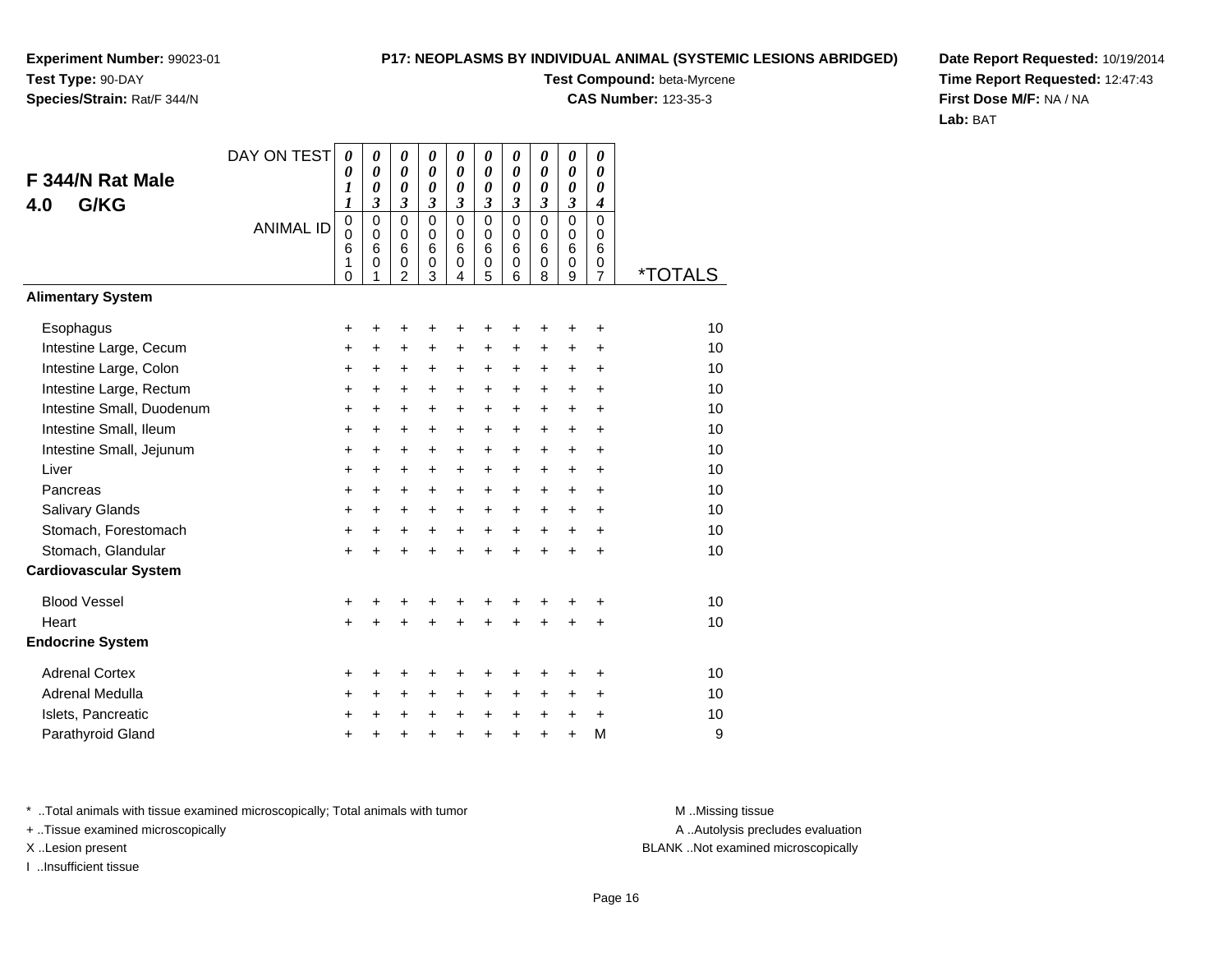**Experiment Number:** 99023-01
**Test Type:** 90-DAY
**Species/Strain:** Rat/F 344/N

**P17: NEOPLASMS BY INDIVIDUAL ANIMAL (SYSTEMIC LESIONS ABRIDGED)**
**Test Compound:** beta-Myrcene
**CAS Number:** 123-35-3

**Date Report Requested:** 10/19/2014
**Time Report Requested:** 12:47:43
**First Dose M/F:** NA / NA
**Lab:** BAT

## F 344/N Rat Male 4.0 G/KG

| DAY ON TEST | 0011 | 0003 | 0003 | 0003 | 0003 | 0003 | 0003 | 0003 | 0003 | 0004 | |
|---|---|---|---|---|---|---|---|---|---|---|---|
| ANIMAL ID | 00610 | 00601 | 00602 | 00603 | 00604 | 00605 | 00606 | 00608 | 00609 | 00607 | *TOTALS |
| **Alimentary System** | | | | | | | | | | | |
| Esophagus | + | + | + | + | + | + | + | + | + | + | 10 |
| Intestine Large, Cecum | + | + | + | + | + | + | + | + | + | + | 10 |
| Intestine Large, Colon | + | + | + | + | + | + | + | + | + | + | 10 |
| Intestine Large, Rectum | + | + | + | + | + | + | + | + | + | + | 10 |
| Intestine Small, Duodenum | + | + | + | + | + | + | + | + | + | + | 10 |
| Intestine Small, Ileum | + | + | + | + | + | + | + | + | + | + | 10 |
| Intestine Small, Jejunum | + | + | + | + | + | + | + | + | + | + | 10 |
| Liver | + | + | + | + | + | + | + | + | + | + | 10 |
| Pancreas | + | + | + | + | + | + | + | + | + | + | 10 |
| Salivary Glands | + | + | + | + | + | + | + | + | + | + | 10 |
| Stomach, Forestomach | + | + | + | + | + | + | + | + | + | + | 10 |
| Stomach, Glandular | + | + | + | + | + | + | + | + | + | + | 10 |
| **Cardiovascular System** | | | | | | | | | | | |
| Blood Vessel | + | + | + | + | + | + | + | + | + | + | 10 |
| Heart | + | + | + | + | + | + | + | + | + | + | 10 |
| **Endocrine System** | | | | | | | | | | | |
| Adrenal Cortex | + | + | + | + | + | + | + | + | + | + | 10 |
| Adrenal Medulla | + | + | + | + | + | + | + | + | + | + | 10 |
| Islets, Pancreatic | + | + | + | + | + | + | + | + | + | + | 10 |
| Parathyroid Gland | + | + | + | + | + | + | + | + | + | M | 9 |

\* ..Total animals with tissue examined microscopically; Total animals with tumor
\+ ..Tissue examined microscopically
X ..Lesion present
I ..Insufficient tissue

M ..Missing tissue
A ..Autolysis precludes evaluation
BLANK ..Not examined microscopically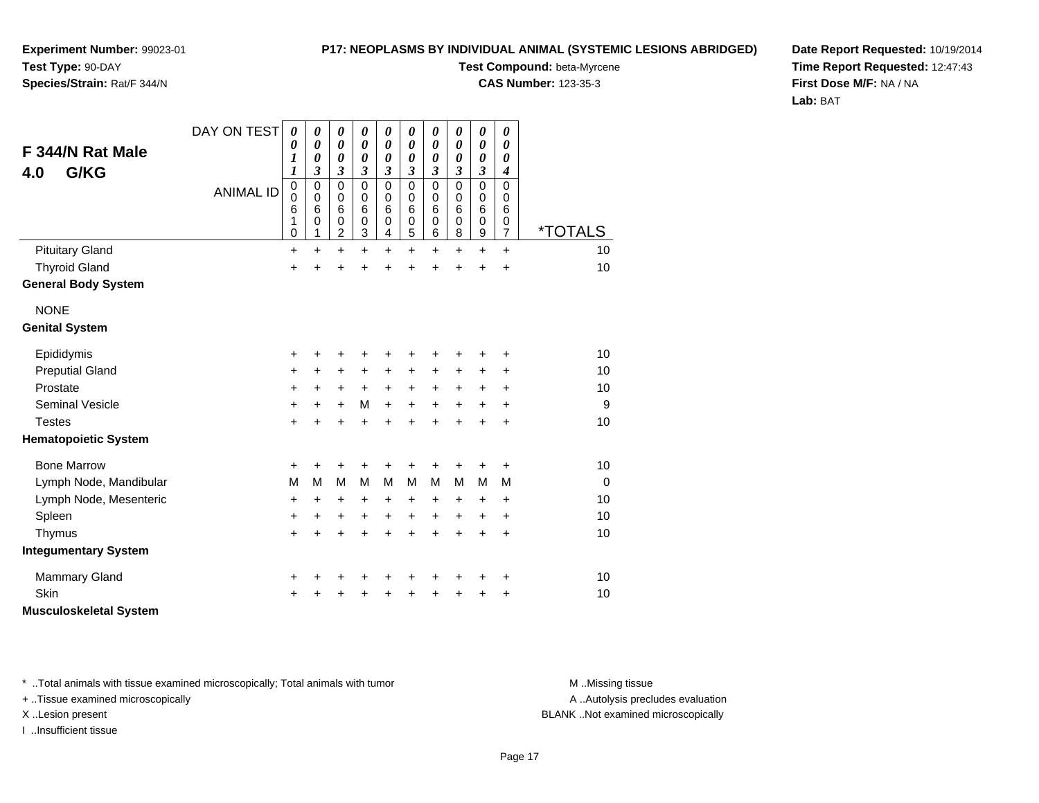**Experiment Number:** 99023-01
**Test Type:** 90-DAY
**Species/Strain:** Rat/F 344/N

**P17: NEOPLASMS BY INDIVIDUAL ANIMAL (SYSTEMIC LESIONS ABRIDGED)**
**Test Compound:** beta-Myrcene
**CAS Number:** 123-35-3

**Date Report Requested:** 10/19/2014
**Time Report Requested:** 12:47:43
**First Dose M/F:** NA / NA
**Lab:** BAT

## F 344/N Rat Male 4.0 G/KG

| DAY ON TEST | 0011 | 0003 | 0003 | 0003 | 0003 | 0003 | 0003 | 0003 | 0003 | 0004 | |
|---|---|---|---|---|---|---|---|---|---|---|---|
| ANIMAL ID | 00610 | 00601 | 00602 | 00603 | 00604 | 00605 | 00606 | 00608 | 00609 | 00607 | *TOTALS |
| Pituitary Gland | + | + | + | + | + | + | + | + | + | + | 10 |
| Thyroid Gland | + | + | + | + | + | + | + | + | + | + | 10 |
| **General Body System** | | | | | | | | | | | |
| NONE | | | | | | | | | | | |
| **Genital System** | | | | | | | | | | | |
| Epididymis | + | + | + | + | + | + | + | + | + | + | 10 |
| Preputial Gland | + | + | + | + | + | + | + | + | + | + | 10 |
| Prostate | + | + | + | + | + | + | + | + | + | + | 10 |
| Seminal Vesicle | + | + | + | M | + | + | + | + | + | + | 9 |
| Testes | + | + | + | + | + | + | + | + | + | + | 10 |
| **Hematopoietic System** | | | | | | | | | | | |
| Bone Marrow | + | + | + | + | + | + | + | + | + | + | 10 |
| Lymph Node, Mandibular | M | M | M | M | M | M | M | M | M | M | 0 |
| Lymph Node, Mesenteric | + | + | + | + | + | + | + | + | + | + | 10 |
| Spleen | + | + | + | + | + | + | + | + | + | + | 10 |
| Thymus | + | + | + | + | + | + | + | + | + | + | 10 |
| **Integumentary System** | | | | | | | | | | | |
| Mammary Gland | + | + | + | + | + | + | + | + | + | + | 10 |
| Skin | + | + | + | + | + | + | + | + | + | + | 10 |
| **Musculoskeletal System** | | | | | | | | | | | |

* ..Total animals with tissue examined microscopically; Total animals with tumor
+ ..Tissue examined microscopically
X ..Lesion present
I ..Insufficient tissue

M ..Missing tissue
A ..Autolysis precludes evaluation
BLANK ..Not examined microscopically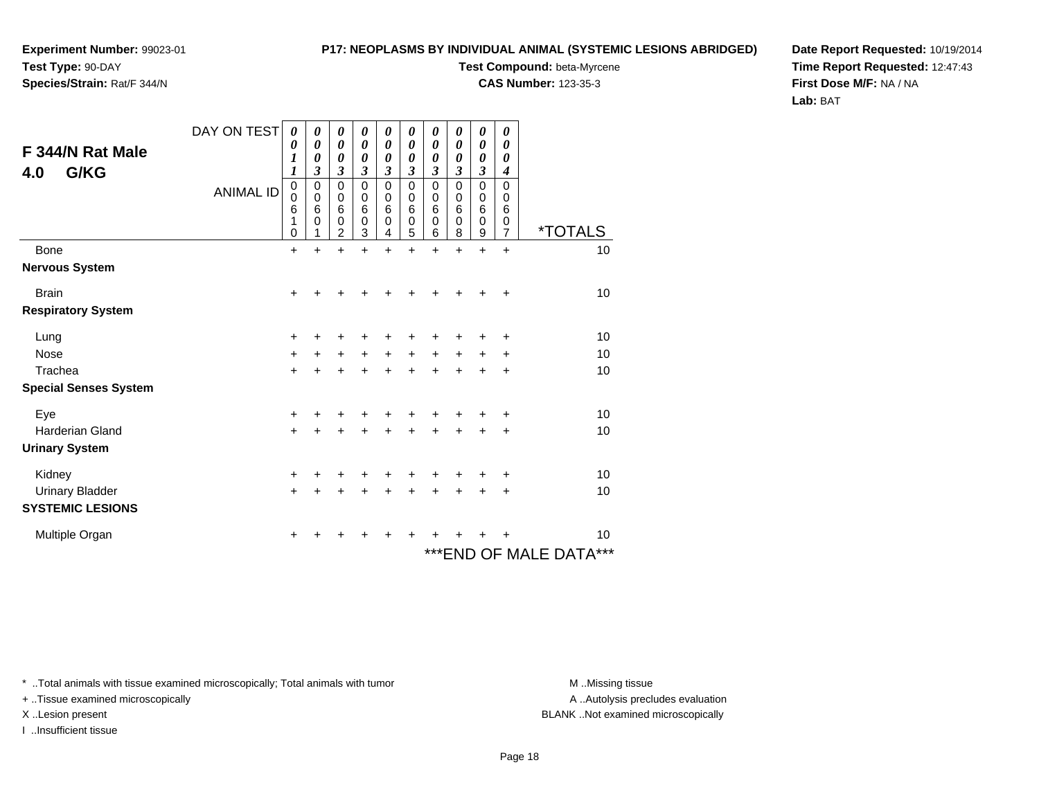**Experiment Number:** 99023-01
**Test Type:** 90-DAY
**Species/Strain:** Rat/F 344/N

**P17: NEOPLASMS BY INDIVIDUAL ANIMAL (SYSTEMIC LESIONS ABRIDGED)**
**Test Compound:** beta-Myrcene
**CAS Number:** 123-35-3

**Date Report Requested:** 10/19/2014
**Time Report Requested:** 12:47:43
**First Dose M/F:** NA / NA
**Lab:** BAT

## F 344/N Rat Male 4.0 G/KG

| DAY ON TEST | 0011 | 0003 | 0003 | 0003 | 0003 | 0003 | 0003 | 0003 | 0003 | 0004 | |
|---|---|---|---|---|---|---|---|---|---|---|---|
| ANIMAL ID | 00610 | 00601 | 00602 | 00603 | 00604 | 00605 | 00606 | 00608 | 00609 | 00607 | *TOTALS |
| Bone | + | + | + | + | + | + | + | + | + | + | 10 |
| **Nervous System** | | | | | | | | | | | |
| Brain | + | + | + | + | + | + | + | + | + | + | 10 |
| **Respiratory System** | | | | | | | | | | | |
| Lung | + | + | + | + | + | + | + | + | + | + | 10 |
| Nose | + | + | + | + | + | + | + | + | + | + | 10 |
| Trachea | + | + | + | + | + | + | + | + | + | + | 10 |
| **Special Senses System** | | | | | | | | | | | |
| Eye | + | + | + | + | + | + | + | + | + | + | 10 |
| Harderian Gland | + | + | + | + | + | + | + | + | + | + | 10 |
| **Urinary System** | | | | | | | | | | | |
| Kidney | + | + | + | + | + | + | + | + | + | + | 10 |
| Urinary Bladder | + | + | + | + | + | + | + | + | + | + | 10 |
| **SYSTEMIC LESIONS** | | | | | | | | | | | |
| Multiple Organ | + | + | + | + | + | + | + | + | + | + | 10 |

***END OF MALE DATA***

\* ..Total animals with tissue examined microscopically; Total animals with tumor
\+ ..Tissue examined microscopically
X ..Lesion present
I ..Insufficient tissue

M ..Missing tissue
A ..Autolysis precludes evaluation
BLANK ..Not examined microscopically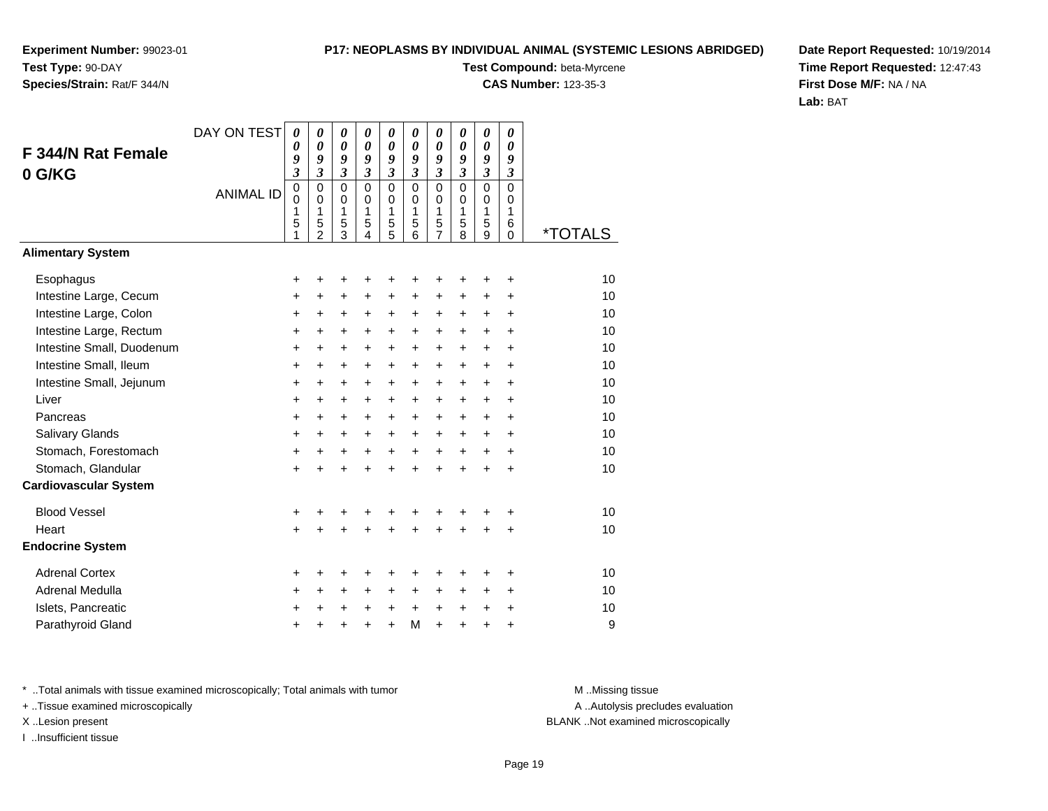**Experiment Number:** 99023-01
**Test Type:** 90-DAY
**Species/Strain:** Rat/F 344/N

**P17: NEOPLASMS BY INDIVIDUAL ANIMAL (SYSTEMIC LESIONS ABRIDGED)**
**Test Compound:** beta-Myrcene
**CAS Number:** 123-35-3

**Date Report Requested:** 10/19/2014
**Time Report Requested:** 12:47:43
**First Dose M/F:** NA / NA
**Lab:** BAT

## F 344/N Rat Female 0 G/KG

| DAY ON TEST | 0093 | 0093 | 0093 | 0093 | 0093 | 0093 | 0093 | 0093 | 0093 | 0093 | |
|---|---|---|---|---|---|---|---|---|---|---|---|
| ANIMAL ID | 00151 | 00152 | 00153 | 00154 | 00155 | 00156 | 00157 | 00158 | 00159 | 00160 | *TOTALS |
| **Alimentary System** | | | | | | | | | | | |
| Esophagus | + | + | + | + | + | + | + | + | + | + | 10 |
| Intestine Large, Cecum | + | + | + | + | + | + | + | + | + | + | 10 |
| Intestine Large, Colon | + | + | + | + | + | + | + | + | + | + | 10 |
| Intestine Large, Rectum | + | + | + | + | + | + | + | + | + | + | 10 |
| Intestine Small, Duodenum | + | + | + | + | + | + | + | + | + | + | 10 |
| Intestine Small, Ileum | + | + | + | + | + | + | + | + | + | + | 10 |
| Intestine Small, Jejunum | + | + | + | + | + | + | + | + | + | + | 10 |
| Liver | + | + | + | + | + | + | + | + | + | + | 10 |
| Pancreas | + | + | + | + | + | + | + | + | + | + | 10 |
| Salivary Glands | + | + | + | + | + | + | + | + | + | + | 10 |
| Stomach, Forestomach | + | + | + | + | + | + | + | + | + | + | 10 |
| Stomach, Glandular | + | + | + | + | + | + | + | + | + | + | 10 |
| **Cardiovascular System** | | | | | | | | | | | |
| Blood Vessel | + | + | + | + | + | + | + | + | + | + | 10 |
| Heart | + | + | + | + | + | + | + | + | + | + | 10 |
| **Endocrine System** | | | | | | | | | | | |
| Adrenal Cortex | + | + | + | + | + | + | + | + | + | + | 10 |
| Adrenal Medulla | + | + | + | + | + | + | + | + | + | + | 10 |
| Islets, Pancreatic | + | + | + | + | + | + | + | + | + | + | 10 |
| Parathyroid Gland | + | + | + | + | + | M | + | + | + | + | 9 |

* ..Total animals with tissue examined microscopically; Total animals with tumor
+ ..Tissue examined microscopically
X ..Lesion present
I ..Insufficient tissue

M ..Missing tissue
A ..Autolysis precludes evaluation
BLANK ..Not examined microscopically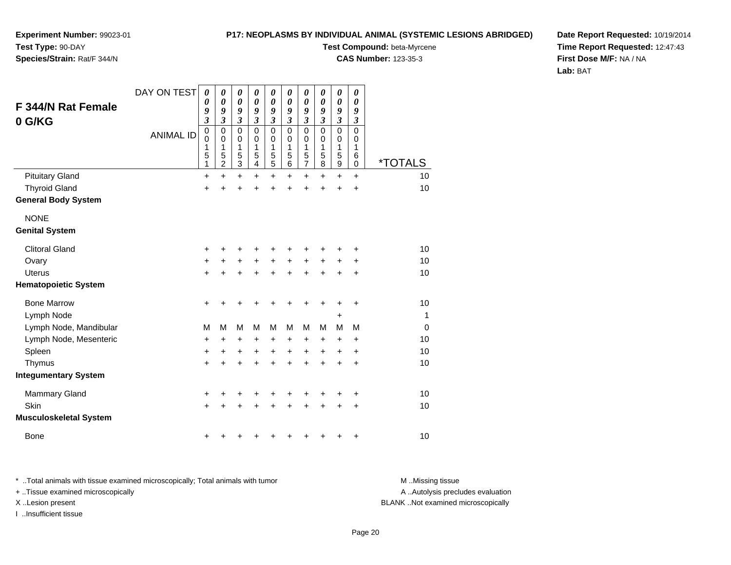**Experiment Number:** 99023-01
**Test Type:** 90-DAY
**Species/Strain:** Rat/F 344/N

**P17: NEOPLASMS BY INDIVIDUAL ANIMAL (SYSTEMIC LESIONS ABRIDGED)**
**Test Compound:** beta-Myrcene
**CAS Number:** 123-35-3

**Date Report Requested:** 10/19/2014
**Time Report Requested:** 12:47:43
**First Dose M/F:** NA / NA
**Lab:** BAT

## F 344/N Rat Female 0 G/KG

| DAY ON TEST | 0093 | 0093 | 0093 | 0093 | 0093 | 0093 | 0093 | 0093 | 0093 | 0093 | |
|---|---|---|---|---|---|---|---|---|---|---|---|
| ANIMAL ID | 00151 | 00152 | 00153 | 00154 | 00155 | 00156 | 00157 | 00158 | 00159 | 00160 | *TOTALS |
| Pituitary Gland | + | + | + | + | + | + | + | + | + | + | 10 |
| Thyroid Gland | + | + | + | + | + | + | + | + | + | + | 10 |
| **General Body System** | | | | | | | | | | | |
| NONE | | | | | | | | | | | |
| **Genital System** | | | | | | | | | | | |
| Clitoral Gland | + | + | + | + | + | + | + | + | + | + | 10 |
| Ovary | + | + | + | + | + | + | + | + | + | + | 10 |
| Uterus | + | + | + | + | + | + | + | + | + | + | 10 |
| **Hematopoietic System** | | | | | | | | | | | |
| Bone Marrow | + | + | + | + | + | + | + | + | + | + | 10 |
| Lymph Node | | | | | | | | | + | | 1 |
| Lymph Node, Mandibular | M | M | M | M | M | M | M | M | M | M | 0 |
| Lymph Node, Mesenteric | + | + | + | + | + | + | + | + | + | + | 10 |
| Spleen | + | + | + | + | + | + | + | + | + | + | 10 |
| Thymus | + | + | + | + | + | + | + | + | + | + | 10 |
| **Integumentary System** | | | | | | | | | | | |
| Mammary Gland | + | + | + | + | + | + | + | + | + | + | 10 |
| Skin | + | + | + | + | + | + | + | + | + | + | 10 |
| **Musculoskeletal System** | | | | | | | | | | | |
| Bone | + | + | + | + | + | + | + | + | + | + | 10 |

\* ..Total animals with tissue examined microscopically; Total animals with tumor
\+ ..Tissue examined microscopically
X ..Lesion present
I ..Insufficient tissue

M ..Missing tissue
A ..Autolysis precludes evaluation
BLANK ..Not examined microscopically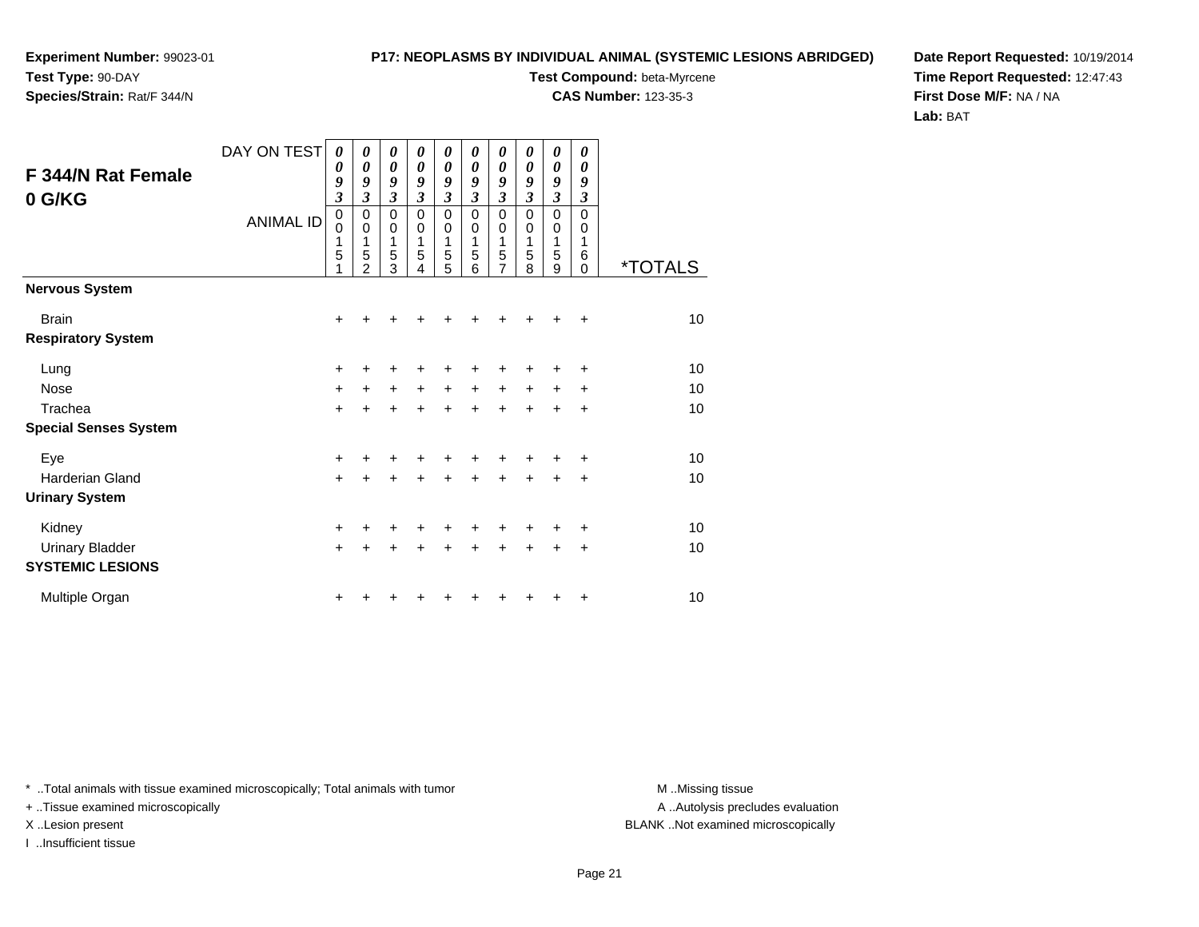**Experiment Number:** 99023-01
**Test Type:** 90-DAY
**Species/Strain:** Rat/F 344/N

**P17: NEOPLASMS BY INDIVIDUAL ANIMAL (SYSTEMIC LESIONS ABRIDGED)**
**Test Compound:** beta-Myrcene
**CAS Number:** 123-35-3

**Date Report Requested:** 10/19/2014
**Time Report Requested:** 12:47:43
**First Dose M/F:** NA / NA
**Lab:** BAT

## F 344/N Rat Female 0 G/KG

| DAY ON TEST | 0093 | 0093 | 0093 | 0093 | 0093 | 0093 | 0093 | 0093 | 0093 | 0093 | |
|---|---|---|---|---|---|---|---|---|---|---|---|
| ANIMAL ID | 00151 | 00152 | 00153 | 00154 | 00155 | 00156 | 00157 | 00158 | 00159 | 00160 | *TOTALS |
| **Nervous System** | | | | | | | | | | | |
| Brain | + | + | + | + | + | + | + | + | + | + | 10 |
| **Respiratory System** | | | | | | | | | | | |
| Lung | + | + | + | + | + | + | + | + | + | + | 10 |
| Nose | + | + | + | + | + | + | + | + | + | + | 10 |
| Trachea | + | + | + | + | + | + | + | + | + | + | 10 |
| **Special Senses System** | | | | | | | | | | | |
| Eye | + | + | + | + | + | + | + | + | + | + | 10 |
| Harderian Gland | + | + | + | + | + | + | + | + | + | + | 10 |
| **Urinary System** | | | | | | | | | | | |
| Kidney | + | + | + | + | + | + | + | + | + | + | 10 |
| Urinary Bladder | + | + | + | + | + | + | + | + | + | + | 10 |
| **SYSTEMIC LESIONS** | | | | | | | | | | | |
| Multiple Organ | + | + | + | + | + | + | + | + | + | + | 10 |

* ..Total animals with tissue examined microscopically; Total animals with tumor
+ ..Tissue examined microscopically
X ..Lesion present
I ..Insufficient tissue

M ..Missing tissue
A ..Autolysis precludes evaluation
BLANK ..Not examined microscopically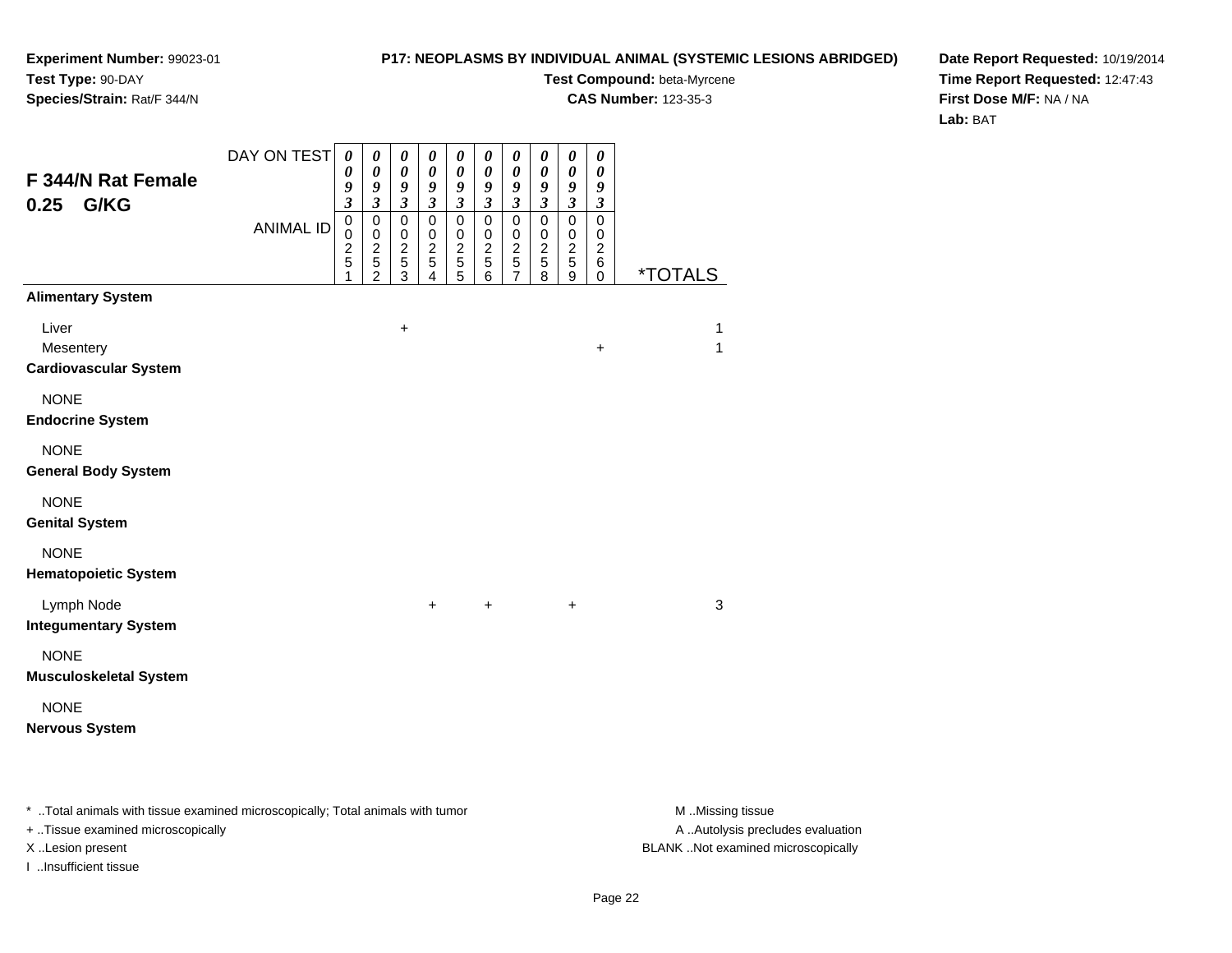**Experiment Number:** 99023-01
**Test Type:** 90-DAY
**Species/Strain:** Rat/F 344/N

**P17: NEOPLASMS BY INDIVIDUAL ANIMAL (SYSTEMIC LESIONS ABRIDGED)**
**Test Compound:** beta-Myrcene
**CAS Number:** 123-35-3

**Date Report Requested:** 10/19/2014
**Time Report Requested:** 12:47:43
**First Dose M/F:** NA / NA
**Lab:** BAT

## F 344/N Rat Female 0.25 G/KG

| DAY ON TEST | 0093 | 0093 | 0093 | 0093 | 0093 | 0093 | 0093 | 0093 | 0093 | 0093 | |
|---|---|---|---|---|---|---|---|---|---|---|---|
| ANIMAL ID | 00251 | 00252 | 00253 | 00254 | 00255 | 00256 | 00257 | 00258 | 00259 | 00260 | *TOTALS |
| **Alimentary System** | | | | | | | | | | | |
| Liver | | | + | | | | | | | | 1 |
| Mesentery | | | | | | | | | | + | 1 |
| **Cardiovascular System** | | | | | | | | | | | |
| NONE | | | | | | | | | | | |
| **Endocrine System** | | | | | | | | | | | |
| NONE | | | | | | | | | | | |
| **General Body System** | | | | | | | | | | | |
| NONE | | | | | | | | | | | |
| **Genital System** | | | | | | | | | | | |
| NONE | | | | | | | | | | | |
| **Hematopoietic System** | | | | | | | | | | | |
| Lymph Node | | | | + | | + | | | + | | 3 |
| **Integumentary System** | | | | | | | | | | | |
| NONE | | | | | | | | | | | |
| **Musculoskeletal System** | | | | | | | | | | | |
| NONE | | | | | | | | | | | |
| **Nervous System** | | | | | | | | | | | |

* ..Total animals with tissue examined microscopically; Total animals with tumor
+ ..Tissue examined microscopically
X ..Lesion present
I ..Insufficient tissue

M ..Missing tissue
A ..Autolysis precludes evaluation
BLANK ..Not examined microscopically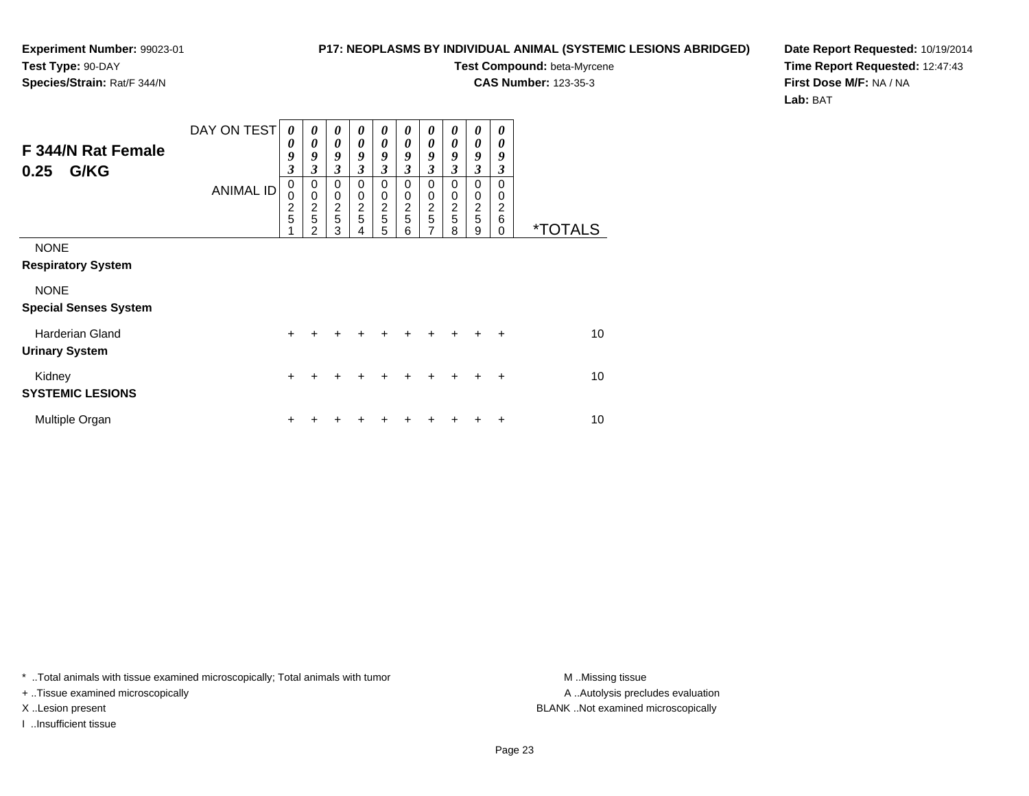**Experiment Number:** 99023-01
**Test Type:** 90-DAY
**Species/Strain:** Rat/F 344/N

**P17: NEOPLASMS BY INDIVIDUAL ANIMAL (SYSTEMIC LESIONS ABRIDGED)**
**Test Compound:** beta-Myrcene
**CAS Number:** 123-35-3

**Date Report Requested:** 10/19/2014
**Time Report Requested:** 12:47:43
**First Dose M/F:** NA / NA
**Lab:** BAT

## F 344/N Rat Female 0.25 G/KG

| DAY ON TEST | 0093 | 0093 | 0093 | 0093 | 0093 | 0093 | 0093 | 0093 | 0093 | 0093 | |
|---|---|---|---|---|---|---|---|---|---|---|---|
| ANIMAL ID | 00251 | 00252 | 00253 | 00254 | 00255 | 00256 | 00257 | 00258 | 00259 | 00260 | *TOTALS |
| NONE | | | | | | | | | | | |
| **Respiratory System** | | | | | | | | | | | |
| NONE | | | | | | | | | | | |
| **Special Senses System** | | | | | | | | | | | |
| Harderian Gland | + | + | + | + | + | + | + | + | + | + | 10 |
| **Urinary System** | | | | | | | | | | | |
| Kidney | + | + | + | + | + | + | + | + | + | + | 10 |
| **SYSTEMIC LESIONS** | | | | | | | | | | | |
| Multiple Organ | + | + | + | + | + | + | + | + | + | + | 10 |

* ..Total animals with tissue examined microscopically; Total animals with tumor
+ ..Tissue examined microscopically
X ..Lesion present
I ..Insufficient tissue

M ..Missing tissue
A ..Autolysis precludes evaluation
BLANK ..Not examined microscopically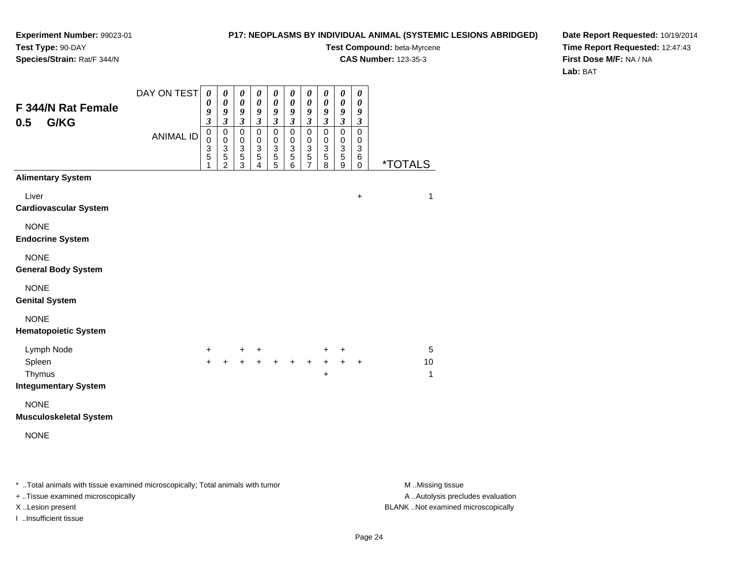**Experiment Number:** 99023-01
**Test Type:** 90-DAY
**Species/Strain:** Rat/F 344/N

**P17: NEOPLASMS BY INDIVIDUAL ANIMAL (SYSTEMIC LESIONS ABRIDGED)**
**Test Compound:** beta-Myrcene
**CAS Number:** 123-35-3

**Date Report Requested:** 10/19/2014
**Time Report Requested:** 12:47:43
**First Dose M/F:** NA / NA
**Lab:** BAT

## F 344/N Rat Female 0.5 G/KG

| DAY ON TEST | 0093 | 0093 | 0093 | 0093 | 0093 | 0093 | 0093 | 0093 | 0093 | 0093 | |
|---|---|---|---|---|---|---|---|---|---|---|---|
| ANIMAL ID | 00351 | 00352 | 00353 | 00354 | 00355 | 00356 | 00357 | 00358 | 00359 | 00360 | *TOTALS |
| **Alimentary System** | | | | | | | | | | | |
| Liver | | | | | | | | | | + | 1 |
| **Cardiovascular System** | | | | | | | | | | | |
| NONE | | | | | | | | | | | |
| **Endocrine System** | | | | | | | | | | | |
| NONE | | | | | | | | | | | |
| **General Body System** | | | | | | | | | | | |
| NONE | | | | | | | | | | | |
| **Genital System** | | | | | | | | | | | |
| NONE | | | | | | | | | | | |
| **Hematopoietic System** | | | | | | | | | | | |
| Lymph Node | + | | + | + | | | | + | + | | 5 |
| Spleen | + | + | + | + | + | + | + | + | + | + | 10 |
| Thymus | | | | | | | | + | | | 1 |
| **Integumentary System** | | | | | | | | | | | |
| NONE | | | | | | | | | | | |
| **Musculoskeletal System** | | | | | | | | | | | |
| NONE | | | | | | | | | | | |

* ..Total animals with tissue examined microscopically; Total animals with tumor
+ ..Tissue examined microscopically
X ..Lesion present
I ..Insufficient tissue

M ..Missing tissue
A ..Autolysis precludes evaluation
BLANK ..Not examined microscopically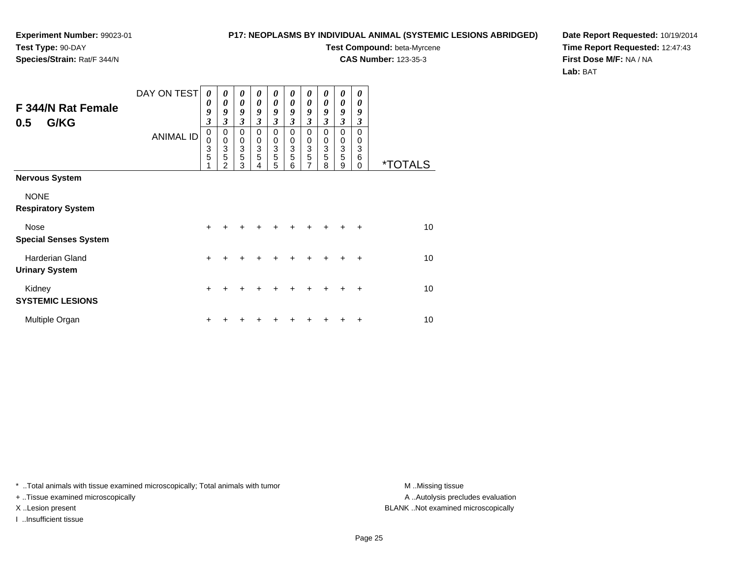**Experiment Number:** 99023-01
**Test Type:** 90-DAY
**Species/Strain:** Rat/F 344/N

**P17: NEOPLASMS BY INDIVIDUAL ANIMAL (SYSTEMIC LESIONS ABRIDGED)**
**Test Compound:** beta-Myrcene
**CAS Number:** 123-35-3

**Date Report Requested:** 10/19/2014
**Time Report Requested:** 12:47:43
**First Dose M/F:** NA / NA
**Lab:** BAT

## F 344/N Rat Female
## 0.5 G/KG

| DAY ON TEST | 0093 | 0093 | 0093 | 0093 | 0093 | 0093 | 0093 | 0093 | 0093 | 0093 | |
|---|---|---|---|---|---|---|---|---|---|---|---|
| ANIMAL ID | 00351 | 00352 | 00353 | 00354 | 00355 | 00356 | 00357 | 00358 | 00359 | 00360 | *TOTALS |
| **Nervous System** | | | | | | | | | | | |
| NONE | | | | | | | | | | | |
| **Respiratory System** | | | | | | | | | | | |
| Nose | + | + | + | + | + | + | + | + | + | + | 10 |
| **Special Senses System** | | | | | | | | | | | |
| Harderian Gland | + | + | + | + | + | + | + | + | + | + | 10 |
| **Urinary System** | | | | | | | | | | | |
| Kidney | + | + | + | + | + | + | + | + | + | + | 10 |
| **SYSTEMIC LESIONS** | | | | | | | | | | | |
| Multiple Organ | + | + | + | + | + | + | + | + | + | + | 10 |

* ..Total animals with tissue examined microscopically; Total animals with tumor
+ ..Tissue examined microscopically
X ..Lesion present
I ..Insufficient tissue

M ..Missing tissue
A ..Autolysis precludes evaluation
BLANK ..Not examined microscopically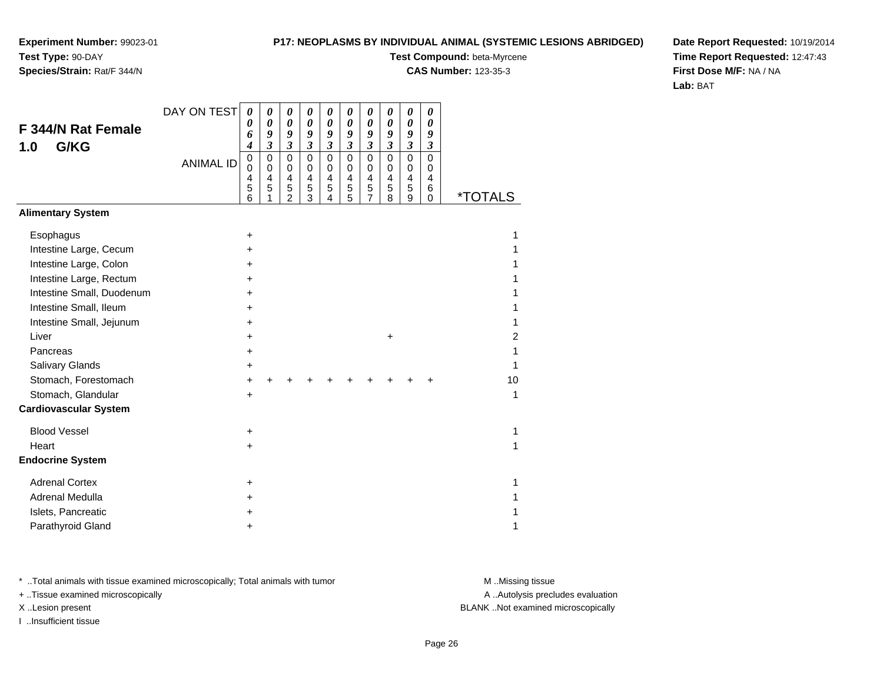**Experiment Number:** 99023-01
**Test Type:** 90-DAY
**Species/Strain:** Rat/F 344/N

**P17: NEOPLASMS BY INDIVIDUAL ANIMAL (SYSTEMIC LESIONS ABRIDGED)**
**Test Compound:** beta-Myrcene
**CAS Number:** 123-35-3

**Date Report Requested:** 10/19/2014
**Time Report Requested:** 12:47:43
**First Dose M/F:** NA / NA
**Lab:** BAT

## F 344/N Rat Female 1.0 G/KG

| DAY ON TEST | 0064 | 0093 | 0093 | 0093 | 0093 | 0093 | 0093 | 0093 | 0093 | 0093 | |
|---|---|---|---|---|---|---|---|---|---|---|---|
| ANIMAL ID | 00456 | 00451 | 00452 | 00453 | 00454 | 00455 | 00457 | 00458 | 00459 | 00460 | *TOTALS |
| **Alimentary System** | | | | | | | | | | | |
| Esophagus | + | | | | | | | | | | 1 |
| Intestine Large, Cecum | + | | | | | | | | | | 1 |
| Intestine Large, Colon | + | | | | | | | | | | 1 |
| Intestine Large, Rectum | + | | | | | | | | | | 1 |
| Intestine Small, Duodenum | + | | | | | | | | | | 1 |
| Intestine Small, Ileum | + | | | | | | | | | | 1 |
| Intestine Small, Jejunum | + | | | | | | | | | | 1 |
| Liver | + | | | | | | | + | | | 2 |
| Pancreas | + | | | | | | | | | | 1 |
| Salivary Glands | + | | | | | | | | | | 1 |
| Stomach, Forestomach | + | + | + | + | + | + | + | + | + | + | 10 |
| Stomach, Glandular | + | | | | | | | | | | 1 |
| **Cardiovascular System** | | | | | | | | | | | |
| Blood Vessel | + | | | | | | | | | | 1 |
| Heart | + | | | | | | | | | | 1 |
| **Endocrine System** | | | | | | | | | | | |
| Adrenal Cortex | + | | | | | | | | | | 1 |
| Adrenal Medulla | + | | | | | | | | | | 1 |
| Islets, Pancreatic | + | | | | | | | | | | 1 |
| Parathyroid Gland | + | | | | | | | | | | 1 |

\* ..Total animals with tissue examined microscopically; Total animals with tumor
\+ ..Tissue examined microscopically
X ..Lesion present
I ..Insufficient tissue

M ..Missing tissue
A ..Autolysis precludes evaluation
BLANK ..Not examined microscopically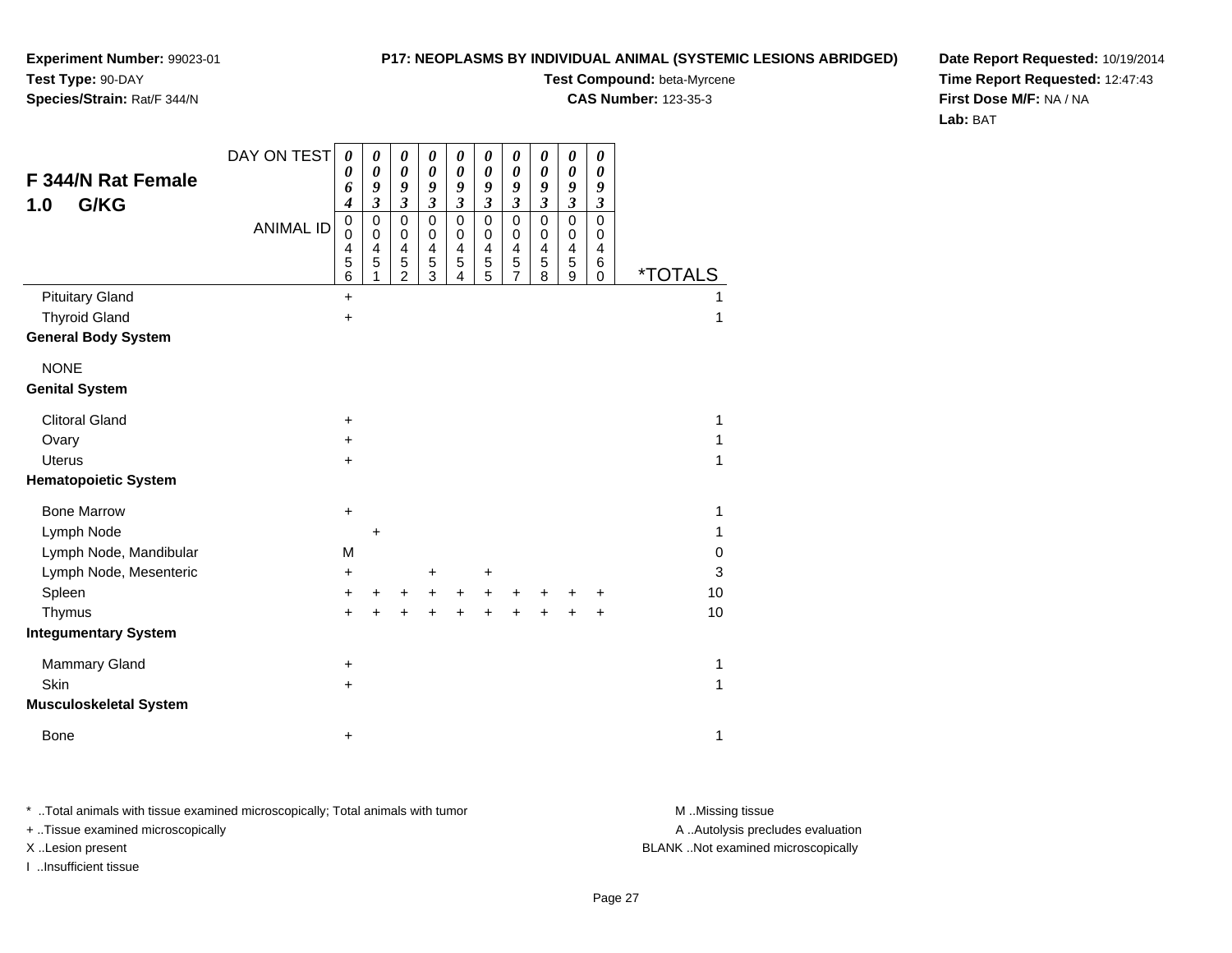**Experiment Number:** 99023-01
**Test Type:** 90-DAY
**Species/Strain:** Rat/F 344/N

**P17: NEOPLASMS BY INDIVIDUAL ANIMAL (SYSTEMIC LESIONS ABRIDGED)**
**Test Compound:** beta-Myrcene
**CAS Number:** 123-35-3

**Date Report Requested:** 10/19/2014
**Time Report Requested:** 12:47:43
**First Dose M/F:** NA / NA
**Lab:** BAT

## F 344/N Rat Female 1.0 G/KG

| DAY ON TEST | 0064 | 0093 | 0093 | 0093 | 0093 | 0093 | 0093 | 0093 | 0093 | 0093 | |
|---|---|---|---|---|---|---|---|---|---|---|---|
| ANIMAL ID | 00456 | 00451 | 00452 | 00453 | 00454 | 00455 | 00457 | 00458 | 00459 | 00460 | *TOTALS |
| Pituitary Gland | + | | | | | | | | | | 1 |
| Thyroid Gland | + | | | | | | | | | | 1 |
| **General Body System** | | | | | | | | | | | |
| NONE | | | | | | | | | | | |
| **Genital System** | | | | | | | | | | | |
| Clitoral Gland | + | | | | | | | | | | 1 |
| Ovary | + | | | | | | | | | | 1 |
| Uterus | + | | | | | | | | | | 1 |
| **Hematopoietic System** | | | | | | | | | | | |
| Bone Marrow | + | | | | | | | | | | 1 |
| Lymph Node | | + | | | | | | | | | 1 |
| Lymph Node, Mandibular | M | | | | | | | | | | 0 |
| Lymph Node, Mesenteric | + | | | + | | + | | | | | 3 |
| Spleen | + | + | + | + | + | + | + | + | + | + | 10 |
| Thymus | + | + | + | + | + | + | + | + | + | + | 10 |
| **Integumentary System** | | | | | | | | | | | |
| Mammary Gland | + | | | | | | | | | | 1 |
| Skin | + | | | | | | | | | | 1 |
| **Musculoskeletal System** | | | | | | | | | | | |
| Bone | + | | | | | | | | | | 1 |

* ..Total animals with tissue examined microscopically; Total animals with tumor
+ ..Tissue examined microscopically
X ..Lesion present
I ..Insufficient tissue

M ..Missing tissue
A ..Autolysis precludes evaluation
BLANK ..Not examined microscopically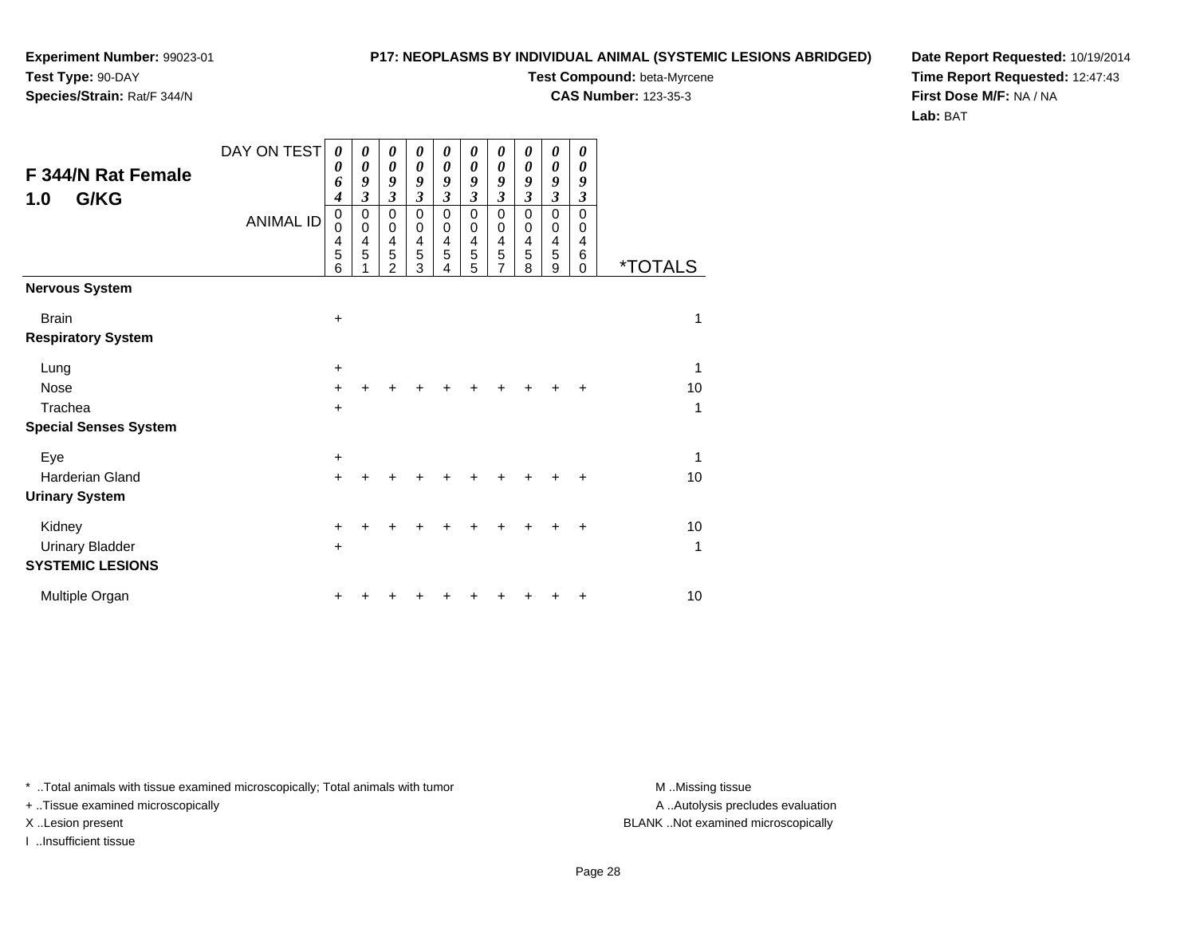**Experiment Number:** 99023-01
**Test Type:** 90-DAY
**Species/Strain:** Rat/F 344/N

**P17: NEOPLASMS BY INDIVIDUAL ANIMAL (SYSTEMIC LESIONS ABRIDGED)**
**Test Compound:** beta-Myrcene
**CAS Number:** 123-35-3

**Date Report Requested:** 10/19/2014
**Time Report Requested:** 12:47:43
**First Dose M/F:** NA / NA
**Lab:** BAT

## F 344/N Rat Female 1.0 G/KG

| DAY ON TEST | 0064 | 0093 | 0093 | 0093 | 0093 | 0093 | 0093 | 0093 | 0093 | 0093 | |
|---|---|---|---|---|---|---|---|---|---|---|---|
| ANIMAL ID | 00456 | 00451 | 00452 | 00453 | 00454 | 00455 | 00457 | 00458 | 00459 | 00460 | *TOTALS |
| **Nervous System** | | | | | | | | | | | |
| Brain | + | | | | | | | | | | 1 |
| **Respiratory System** | | | | | | | | | | | |
| Lung | + | | | | | | | | | | 1 |
| Nose | + | + | + | + | + | + | + | + | + | + | 10 |
| Trachea | + | | | | | | | | | | 1 |
| **Special Senses System** | | | | | | | | | | | |
| Eye | + | | | | | | | | | | 1 |
| Harderian Gland | + | + | + | + | + | + | + | + | + | + | 10 |
| **Urinary System** | | | | | | | | | | | |
| Kidney | + | + | + | + | + | + | + | + | + | + | 10 |
| Urinary Bladder | + | | | | | | | | | | 1 |
| **SYSTEMIC LESIONS** | | | | | | | | | | | |
| Multiple Organ | + | + | + | + | + | + | + | + | + | + | 10 |

* ..Total animals with tissue examined microscopically; Total animals with tumor
+ ..Tissue examined microscopically
X ..Lesion present
I ..Insufficient tissue

M ..Missing tissue
A ..Autolysis precludes evaluation
BLANK ..Not examined microscopically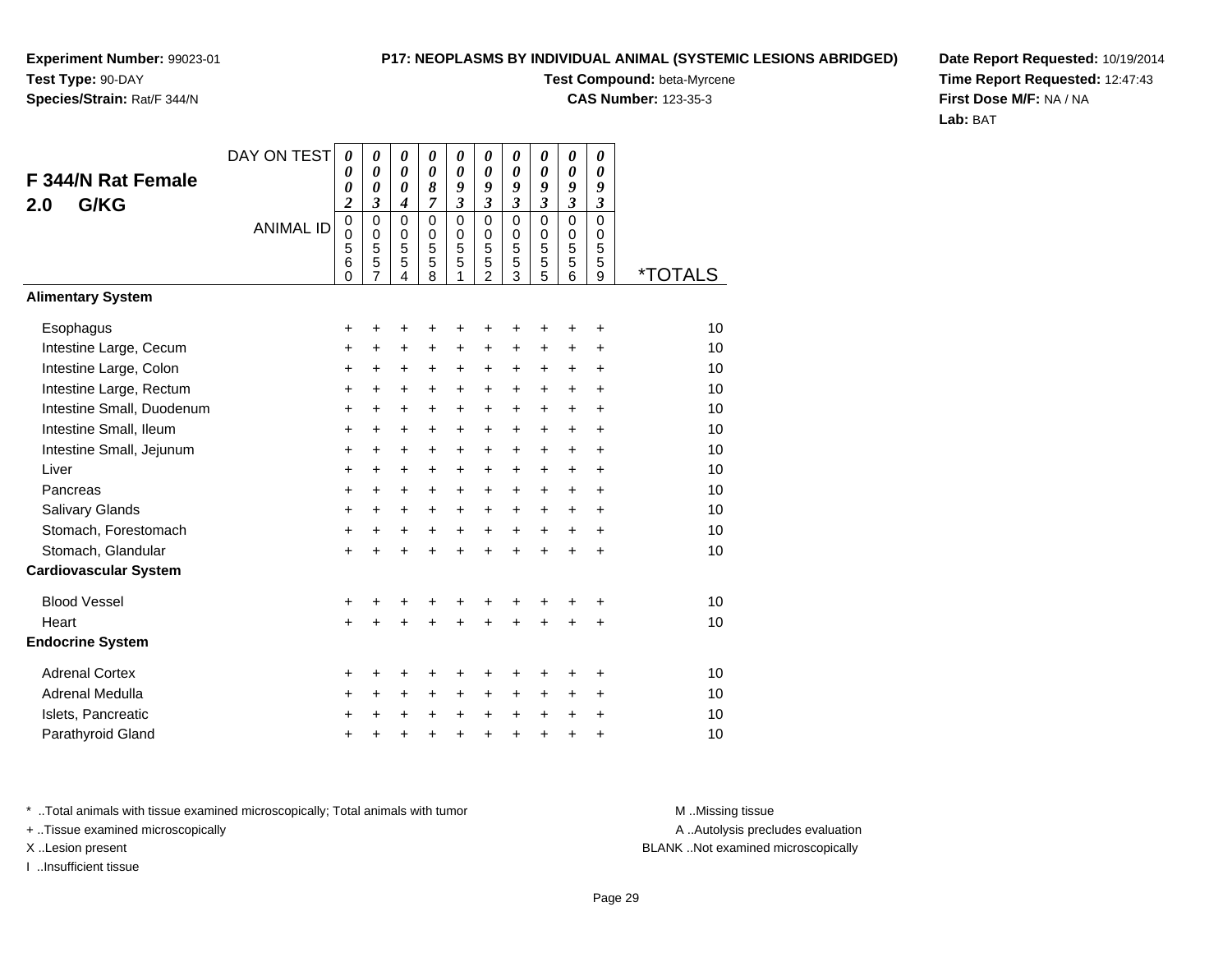**Experiment Number:** 99023-01
**Test Type:** 90-DAY
**Species/Strain:** Rat/F 344/N

**P17: NEOPLASMS BY INDIVIDUAL ANIMAL (SYSTEMIC LESIONS ABRIDGED)**
**Test Compound:** beta-Myrcene
**CAS Number:** 123-35-3

**Date Report Requested:** 10/19/2014
**Time Report Requested:** 12:47:43
**First Dose M/F:** NA / NA
**Lab:** BAT

## F 344/N Rat Female 2.0 G/KG

| DAY ON TEST | 0002 | 0003 | 0004 | 0087 | 0093 | 0093 | 0093 | 0093 | 0093 | 0093 | |
|---|---|---|---|---|---|---|---|---|---|---|---|
| ANIMAL ID | 00560 | 00557 | 00554 | 00558 | 00551 | 00552 | 00553 | 00555 | 00556 | 00559 | *TOTALS |
| **Alimentary System** | | | | | | | | | | | |
| Esophagus | + | + | + | + | + | + | + | + | + | + | 10 |
| Intestine Large, Cecum | + | + | + | + | + | + | + | + | + | + | 10 |
| Intestine Large, Colon | + | + | + | + | + | + | + | + | + | + | 10 |
| Intestine Large, Rectum | + | + | + | + | + | + | + | + | + | + | 10 |
| Intestine Small, Duodenum | + | + | + | + | + | + | + | + | + | + | 10 |
| Intestine Small, Ileum | + | + | + | + | + | + | + | + | + | + | 10 |
| Intestine Small, Jejunum | + | + | + | + | + | + | + | + | + | + | 10 |
| Liver | + | + | + | + | + | + | + | + | + | + | 10 |
| Pancreas | + | + | + | + | + | + | + | + | + | + | 10 |
| Salivary Glands | + | + | + | + | + | + | + | + | + | + | 10 |
| Stomach, Forestomach | + | + | + | + | + | + | + | + | + | + | 10 |
| Stomach, Glandular | + | + | + | + | + | + | + | + | + | + | 10 |
| **Cardiovascular System** | | | | | | | | | | | |
| Blood Vessel | + | + | + | + | + | + | + | + | + | + | 10 |
| Heart | + | + | + | + | + | + | + | + | + | + | 10 |
| **Endocrine System** | | | | | | | | | | | |
| Adrenal Cortex | + | + | + | + | + | + | + | + | + | + | 10 |
| Adrenal Medulla | + | + | + | + | + | + | + | + | + | + | 10 |
| Islets, Pancreatic | + | + | + | + | + | + | + | + | + | + | 10 |
| Parathyroid Gland | + | + | + | + | + | + | + | + | + | + | 10 |

\* ..Total animals with tissue examined microscopically; Total animals with tumor
\+ ..Tissue examined microscopically
X ..Lesion present
I ..Insufficient tissue

M ..Missing tissue
A ..Autolysis precludes evaluation
BLANK ..Not examined microscopically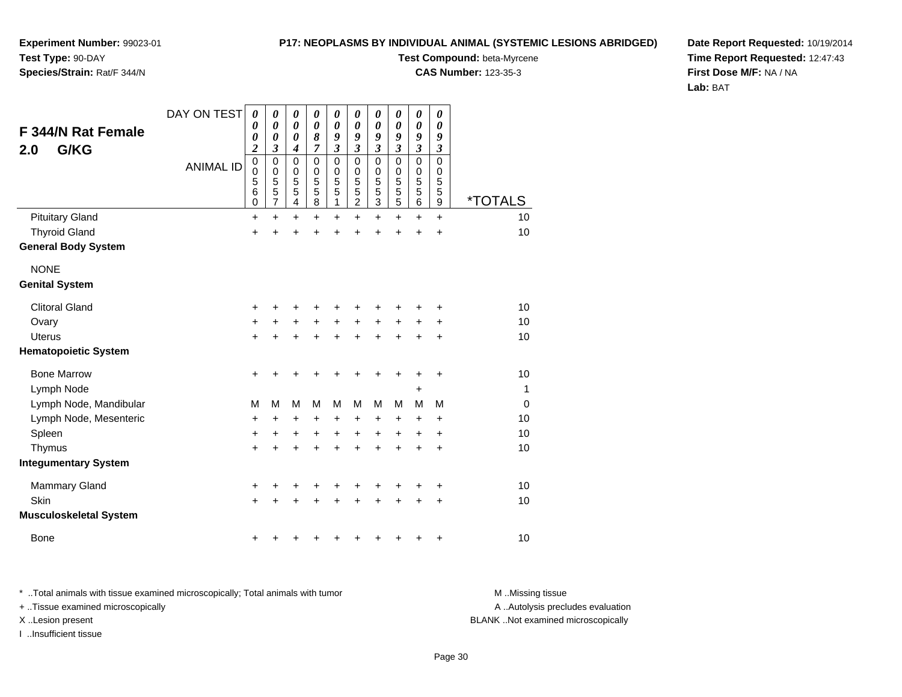**Experiment Number:** 99023-01
**Test Type:** 90-DAY
**Species/Strain:** Rat/F 344/N

**P17: NEOPLASMS BY INDIVIDUAL ANIMAL (SYSTEMIC LESIONS ABRIDGED)**
**Test Compound:** beta-Myrcene
**CAS Number:** 123-35-3

**Date Report Requested:** 10/19/2014
**Time Report Requested:** 12:47:43
**First Dose M/F:** NA / NA
**Lab:** BAT

## F 344/N Rat Female 2.0 G/KG

| DAY ON TEST | 0002 | 0003 | 0004 | 0087 | 0093 | 0093 | 0093 | 0093 | 0093 | 0093 | |
|---|---|---|---|---|---|---|---|---|---|---|---|
| ANIMAL ID | 00560 | 00557 | 00554 | 00558 | 00551 | 00552 | 00553 | 00555 | 00556 | 00559 | *TOTALS |
| Pituitary Gland | + | + | + | + | + | + | + | + | + | + | 10 |
| Thyroid Gland | + | + | + | + | + | + | + | + | + | + | 10 |
| **General Body System** | | | | | | | | | | | |
| NONE | | | | | | | | | | | |
| **Genital System** | | | | | | | | | | | |
| Clitoral Gland | + | + | + | + | + | + | + | + | + | + | 10 |
| Ovary | + | + | + | + | + | + | + | + | + | + | 10 |
| Uterus | + | + | + | + | + | + | + | + | + | + | 10 |
| **Hematopoietic System** | | | | | | | | | | | |
| Bone Marrow | + | + | + | + | + | + | + | + | + | + | 10 |
| Lymph Node | | | | | | | | | + | | 1 |
| Lymph Node, Mandibular | M | M | M | M | M | M | M | M | M | M | 0 |
| Lymph Node, Mesenteric | + | + | + | + | + | + | + | + | + | + | 10 |
| Spleen | + | + | + | + | + | + | + | + | + | + | 10 |
| Thymus | + | + | + | + | + | + | + | + | + | + | 10 |
| **Integumentary System** | | | | | | | | | | | |
| Mammary Gland | + | + | + | + | + | + | + | + | + | + | 10 |
| Skin | + | + | + | + | + | + | + | + | + | + | 10 |
| **Musculoskeletal System** | | | | | | | | | | | |
| Bone | + | + | + | + | + | + | + | + | + | + | 10 |

\* ..Total animals with tissue examined microscopically; Total animals with tumor
\+ ..Tissue examined microscopically
X ..Lesion present
I ..Insufficient tissue

M ..Missing tissue
A ..Autolysis precludes evaluation
BLANK ..Not examined microscopically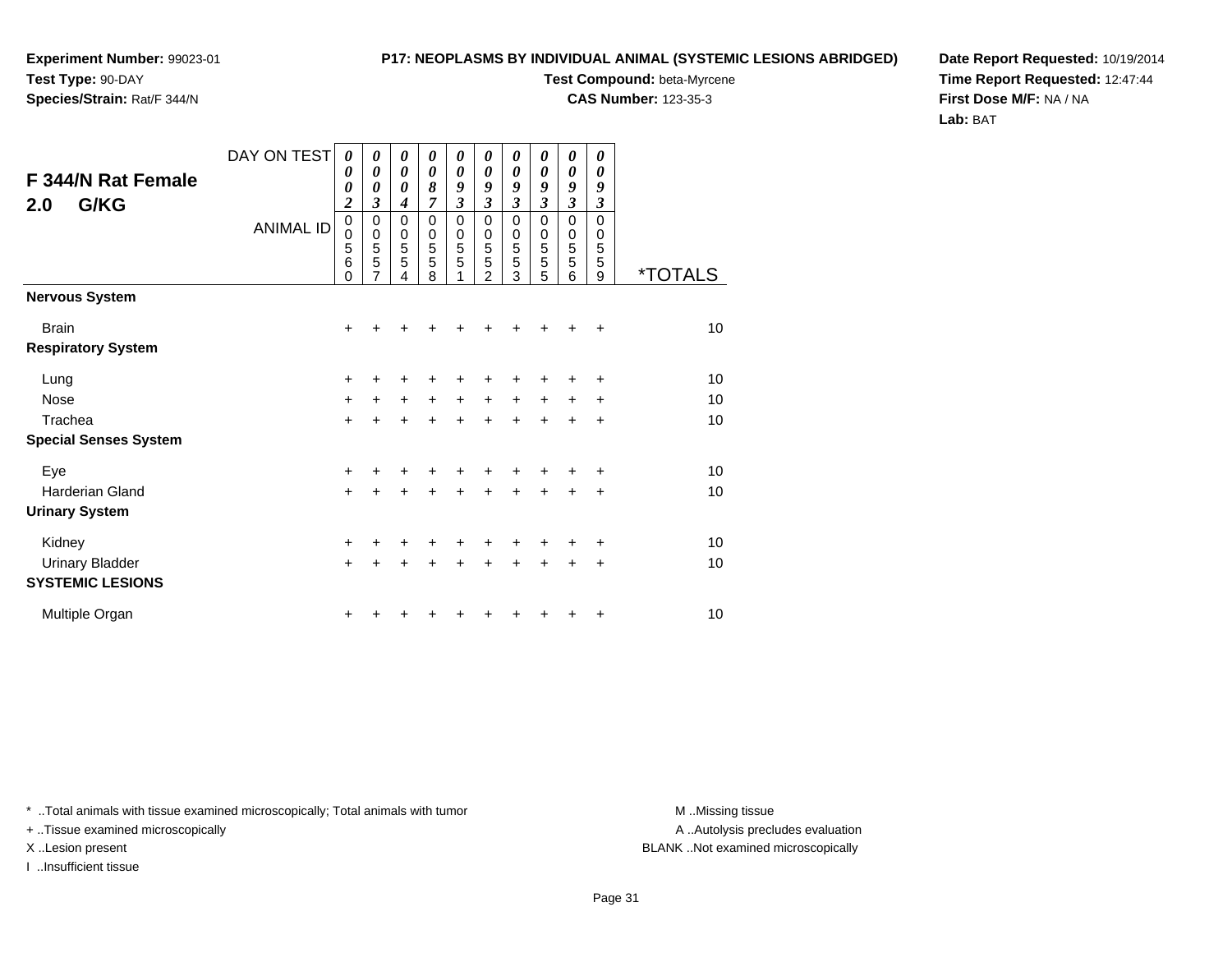**Experiment Number:** 99023-01
**Test Type:** 90-DAY
**Species/Strain:** Rat/F 344/N

**P17: NEOPLASMS BY INDIVIDUAL ANIMAL (SYSTEMIC LESIONS ABRIDGED)**
**Test Compound:** beta-Myrcene
**CAS Number:** 123-35-3

**Date Report Requested:** 10/19/2014
**Time Report Requested:** 12:47:44
**First Dose M/F:** NA / NA
**Lab:** BAT

## F 344/N Rat Female 2.0 G/KG

| DAY ON TEST | 0002 | 0003 | 0004 | 0087 | 0093 | 0093 | 0093 | 0093 | 0093 | 0093 | |
|---|---|---|---|---|---|---|---|---|---|---|---|
| **ANIMAL ID** | 00560 | 00557 | 00554 | 00558 | 00551 | 00552 | 00553 | 00555 | 00556 | 00559 | ***TOTALS** |
| **Nervous System** | | | | | | | | | | | |
| Brain | + | + | + | + | + | + | + | + | + | + | 10 |
| **Respiratory System** | | | | | | | | | | | |
| Lung | + | + | + | + | + | + | + | + | + | + | 10 |
| Nose | + | + | + | + | + | + | + | + | + | + | 10 |
| Trachea | + | + | + | + | + | + | + | + | + | + | 10 |
| **Special Senses System** | | | | | | | | | | | |
| Eye | + | + | + | + | + | + | + | + | + | + | 10 |
| Harderian Gland | + | + | + | + | + | + | + | + | + | + | 10 |
| **Urinary System** | | | | | | | | | | | |
| Kidney | + | + | + | + | + | + | + | + | + | + | 10 |
| Urinary Bladder | + | + | + | + | + | + | + | + | + | + | 10 |
| **SYSTEMIC LESIONS** | | | | | | | | | | | |
| Multiple Organ | + | + | + | + | + | + | + | + | + | + | 10 |

* ..Total animals with tissue examined microscopically; Total animals with tumor
+ ..Tissue examined microscopically
X ..Lesion present
I ..Insufficient tissue

M ..Missing tissue
A ..Autolysis precludes evaluation
BLANK ..Not examined microscopically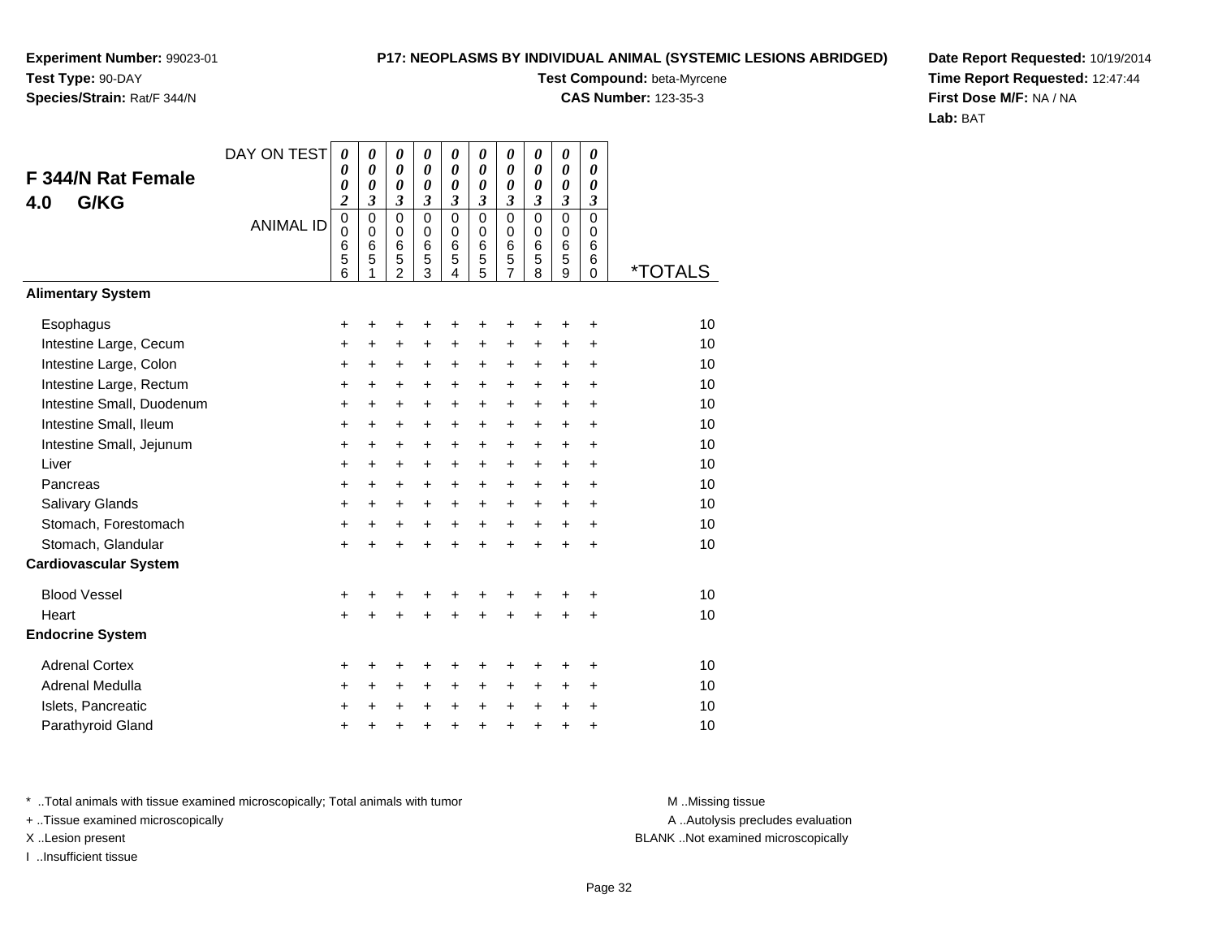**Experiment Number:** 99023-01
**Test Type:** 90-DAY
**Species/Strain:** Rat/F 344/N

**P17: NEOPLASMS BY INDIVIDUAL ANIMAL (SYSTEMIC LESIONS ABRIDGED)**
**Test Compound:** beta-Myrcene
**CAS Number:** 123-35-3

**Date Report Requested:** 10/19/2014
**Time Report Requested:** 12:47:44
**First Dose M/F:** NA / NA
**Lab:** BAT

## F 344/N Rat Female
## 4.0 G/KG

| DAY ON TEST | 0002 | 0003 | 0003 | 0003 | 0003 | 0003 | 0003 | 0003 | 0003 | 0003 | |
|---|---|---|---|---|---|---|---|---|---|---|---|
| ANIMAL ID | 00656 | 00651 | 00652 | 00653 | 00654 | 00655 | 00657 | 00658 | 00659 | 00660 | *TOTALS |
| **Alimentary System** | | | | | | | | | | | |
| Esophagus | + | + | + | + | + | + | + | + | + | + | 10 |
| Intestine Large, Cecum | + | + | + | + | + | + | + | + | + | + | 10 |
| Intestine Large, Colon | + | + | + | + | + | + | + | + | + | + | 10 |
| Intestine Large, Rectum | + | + | + | + | + | + | + | + | + | + | 10 |
| Intestine Small, Duodenum | + | + | + | + | + | + | + | + | + | + | 10 |
| Intestine Small, Ileum | + | + | + | + | + | + | + | + | + | + | 10 |
| Intestine Small, Jejunum | + | + | + | + | + | + | + | + | + | + | 10 |
| Liver | + | + | + | + | + | + | + | + | + | + | 10 |
| Pancreas | + | + | + | + | + | + | + | + | + | + | 10 |
| Salivary Glands | + | + | + | + | + | + | + | + | + | + | 10 |
| Stomach, Forestomach | + | + | + | + | + | + | + | + | + | + | 10 |
| Stomach, Glandular | + | + | + | + | + | + | + | + | + | + | 10 |
| **Cardiovascular System** | | | | | | | | | | | |
| Blood Vessel | + | + | + | + | + | + | + | + | + | + | 10 |
| Heart | + | + | + | + | + | + | + | + | + | + | 10 |
| **Endocrine System** | | | | | | | | | | | |
| Adrenal Cortex | + | + | + | + | + | + | + | + | + | + | 10 |
| Adrenal Medulla | + | + | + | + | + | + | + | + | + | + | 10 |
| Islets, Pancreatic | + | + | + | + | + | + | + | + | + | + | 10 |
| Parathyroid Gland | + | + | + | + | + | + | + | + | + | + | 10 |

* ..Total animals with tissue examined microscopically; Total animals with tumor
+ ..Tissue examined microscopically
X ..Lesion present
I ..Insufficient tissue

M ..Missing tissue
A ..Autolysis precludes evaluation
BLANK ..Not examined microscopically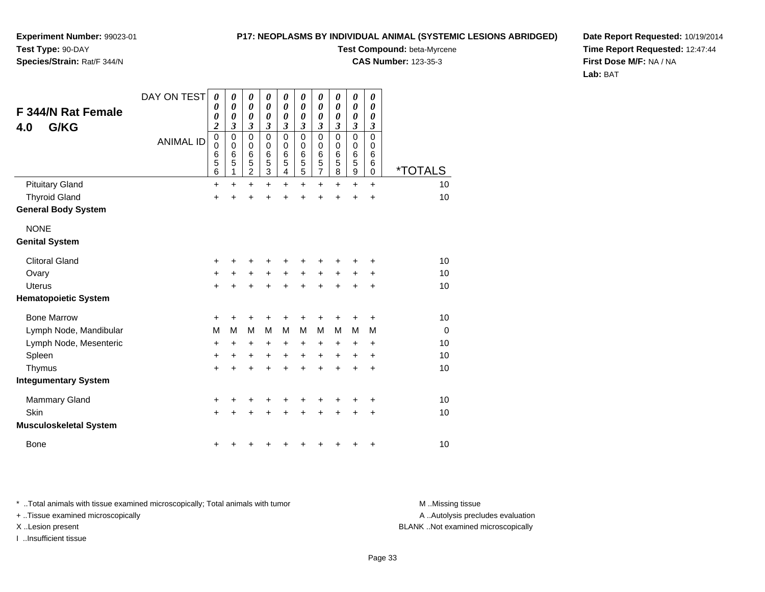**Experiment Number:** 99023-01
**Test Type:** 90-DAY
**Species/Strain:** Rat/F 344/N

**P17: NEOPLASMS BY INDIVIDUAL ANIMAL (SYSTEMIC LESIONS ABRIDGED)**
**Test Compound:** beta-Myrcene
**CAS Number:** 123-35-3

**Date Report Requested:** 10/19/2014
**Time Report Requested:** 12:47:44
**First Dose M/F:** NA / NA
**Lab:** BAT

## F 344/N Rat Female 4.0 G/KG

| DAY ON TEST | 0002 | 0003 | 0003 | 0003 | 0003 | 0003 | 0003 | 0003 | 0003 | 0003 | |
|---|---|---|---|---|---|---|---|---|---|---|---|
| ANIMAL ID | 00656 | 00651 | 00652 | 00653 | 00654 | 00655 | 00657 | 00658 | 00659 | 00660 | *TOTALS |
| Pituitary Gland | + | + | + | + | + | + | + | + | + | + | 10 |
| Thyroid Gland | + | + | + | + | + | + | + | + | + | + | 10 |
| **General Body System** | | | | | | | | | | | |
| NONE | | | | | | | | | | | |
| **Genital System** | | | | | | | | | | | |
| Clitoral Gland | + | + | + | + | + | + | + | + | + | + | 10 |
| Ovary | + | + | + | + | + | + | + | + | + | + | 10 |
| Uterus | + | + | + | + | + | + | + | + | + | + | 10 |
| **Hematopoietic System** | | | | | | | | | | | |
| Bone Marrow | + | + | + | + | + | + | + | + | + | + | 10 |
| Lymph Node, Mandibular | M | M | M | M | M | M | M | M | M | M | 0 |
| Lymph Node, Mesenteric | + | + | + | + | + | + | + | + | + | + | 10 |
| Spleen | + | + | + | + | + | + | + | + | + | + | 10 |
| Thymus | + | + | + | + | + | + | + | + | + | + | 10 |
| **Integumentary System** | | | | | | | | | | | |
| Mammary Gland | + | + | + | + | + | + | + | + | + | + | 10 |
| Skin | + | + | + | + | + | + | + | + | + | + | 10 |
| **Musculoskeletal System** | | | | | | | | | | | |
| Bone | + | + | + | + | + | + | + | + | + | + | 10 |

* ..Total animals with tissue examined microscopically; Total animals with tumor
+ ..Tissue examined microscopically
X ..Lesion present
I ..Insufficient tissue

M ..Missing tissue
A ..Autolysis precludes evaluation
BLANK ..Not examined microscopically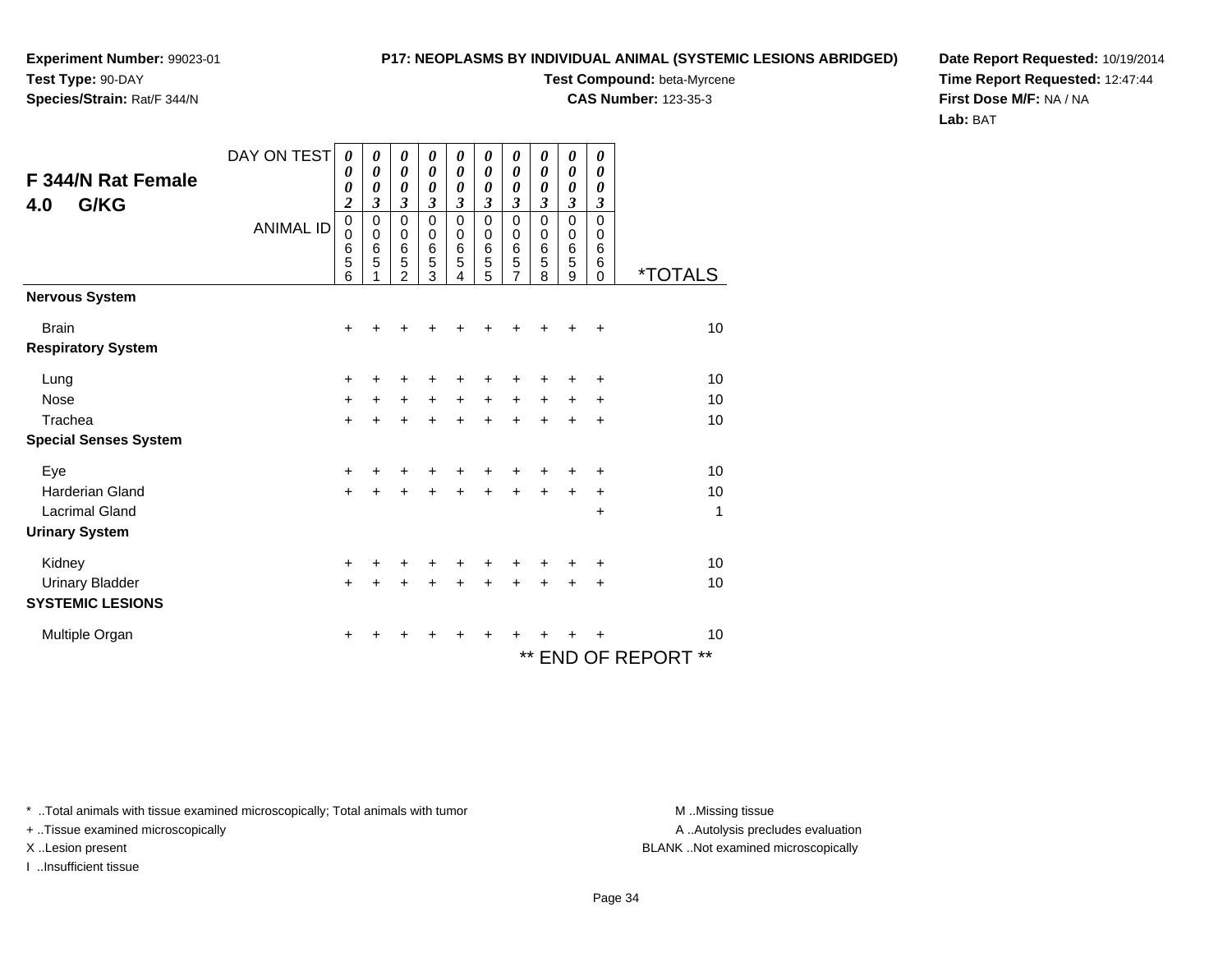**Experiment Number:** 99023-01
**Test Type:** 90-DAY
**Species/Strain:** Rat/F 344/N

**P17: NEOPLASMS BY INDIVIDUAL ANIMAL (SYSTEMIC LESIONS ABRIDGED)**
**Test Compound:** beta-Myrcene
**CAS Number:** 123-35-3

**Date Report Requested:** 10/19/2014
**Time Report Requested:** 12:47:44
**First Dose M/F:** NA / NA
**Lab:** BAT

## F 344/N Rat Female 4.0 G/KG

| DAY ON TEST | 0002 | 0003 | 0003 | 0003 | 0003 | 0003 | 0003 | 0003 | 0003 | 0003 | |
|---|---|---|---|---|---|---|---|---|---|---|---|
| ANIMAL ID | 00656 | 00651 | 00652 | 00653 | 00654 | 00655 | 00657 | 00658 | 00659 | 00660 | *TOTALS |
| **Nervous System** | | | | | | | | | | | |
| Brain | + | + | + | + | + | + | + | + | + | + | 10 |
| **Respiratory System** | | | | | | | | | | | |
| Lung | + | + | + | + | + | + | + | + | + | + | 10 |
| Nose | + | + | + | + | + | + | + | + | + | + | 10 |
| Trachea | + | + | + | + | + | + | + | + | + | + | 10 |
| **Special Senses System** | | | | | | | | | | | |
| Eye | + | + | + | + | + | + | + | + | + | + | 10 |
| Harderian Gland | + | + | + | + | + | + | + | + | + | + | 10 |
| Lacrimal Gland | | | | | | | | | | + | 1 |
| **Urinary System** | | | | | | | | | | | |
| Kidney | + | + | + | + | + | + | + | + | + | + | 10 |
| Urinary Bladder | + | + | + | + | + | + | + | + | + | + | 10 |
| **SYSTEMIC LESIONS** | | | | | | | | | | | |
| Multiple Organ | + | + | + | + | + | + | + | + | + | + | 10 |

** END OF REPORT **

* ..Total animals with tissue examined microscopically; Total animals with tumor
+ ..Tissue examined microscopically
X ..Lesion present
I ..Insufficient tissue

M ..Missing tissue
A ..Autolysis precludes evaluation
BLANK ..Not examined microscopically